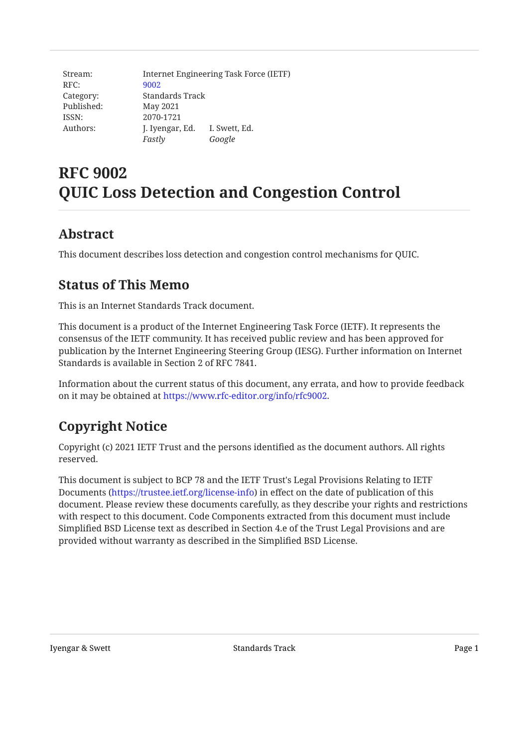| | | |
|---|---|---|
| Stream: | Internet Engineering Task Force (IETF) | |
| RFC: | 9002 | |
| Category: | Standards Track | |
| Published: | May 2021 | |
| ISSN: | 2070-1721 | |
| Authors: | J. Iyengar, Ed. | I. Swett, Ed. |
| | *Fastly* | *Google* |

# RFC 9002
# QUIC Loss Detection and Congestion Control

## Abstract

This document describes loss detection and congestion control mechanisms for QUIC.

## Status of This Memo

This is an Internet Standards Track document.

This document is a product of the Internet Engineering Task Force (IETF). It represents the consensus of the IETF community. It has received public review and has been approved for publication by the Internet Engineering Steering Group (IESG). Further information on Internet Standards is available in Section 2 of RFC 7841.

Information about the current status of this document, any errata, and how to provide feedback on it may be obtained at https://www.rfc-editor.org/info/rfc9002.

## Copyright Notice

Copyright (c) 2021 IETF Trust and the persons identified as the document authors. All rights reserved.

This document is subject to BCP 78 and the IETF Trust's Legal Provisions Relating to IETF Documents (https://trustee.ietf.org/license-info) in effect on the date of publication of this document. Please review these documents carefully, as they describe your rights and restrictions with respect to this document. Code Components extracted from this document must include Simplified BSD License text as described in Section 4.e of the Trust Legal Provisions and are provided without warranty as described in the Simplified BSD License.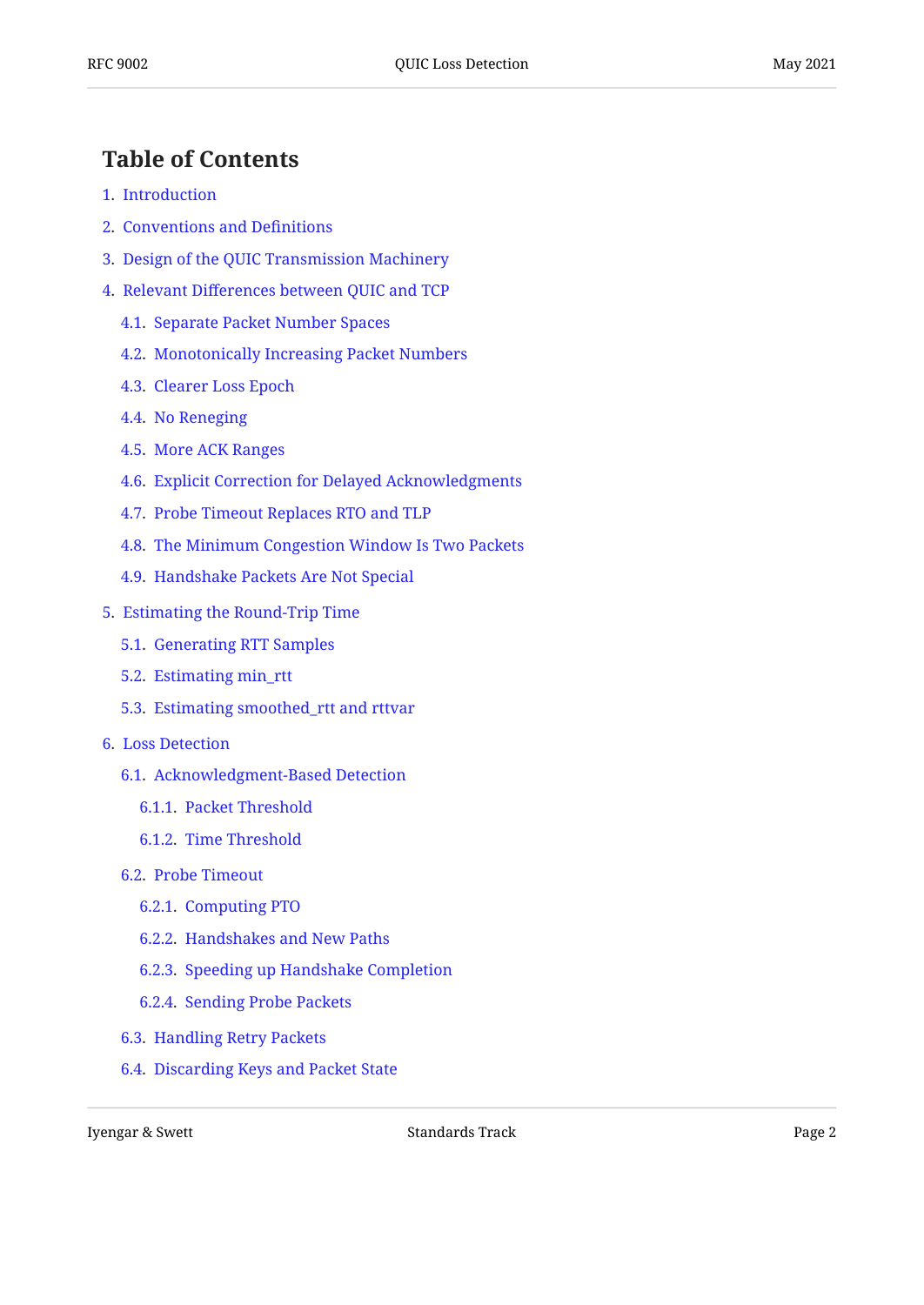## Table of Contents

1. Introduction
2. Conventions and Definitions
3. Design of the QUIC Transmission Machinery
4. Relevant Differences between QUIC and TCP
   - 4.1. Separate Packet Number Spaces
   - 4.2. Monotonically Increasing Packet Numbers
   - 4.3. Clearer Loss Epoch
   - 4.4. No Reneging
   - 4.5. More ACK Ranges
   - 4.6. Explicit Correction for Delayed Acknowledgments
   - 4.7. Probe Timeout Replaces RTO and TLP
   - 4.8. The Minimum Congestion Window Is Two Packets
   - 4.9. Handshake Packets Are Not Special
5. Estimating the Round-Trip Time
   - 5.1. Generating RTT Samples
   - 5.2. Estimating min_rtt
   - 5.3. Estimating smoothed_rtt and rttvar
6. Loss Detection
   - 6.1. Acknowledgment-Based Detection
     - 6.1.1. Packet Threshold
     - 6.1.2. Time Threshold
   - 6.2. Probe Timeout
     - 6.2.1. Computing PTO
     - 6.2.2. Handshakes and New Paths
     - 6.2.3. Speeding up Handshake Completion
     - 6.2.4. Sending Probe Packets
   - 6.3. Handling Retry Packets
   - 6.4. Discarding Keys and Packet State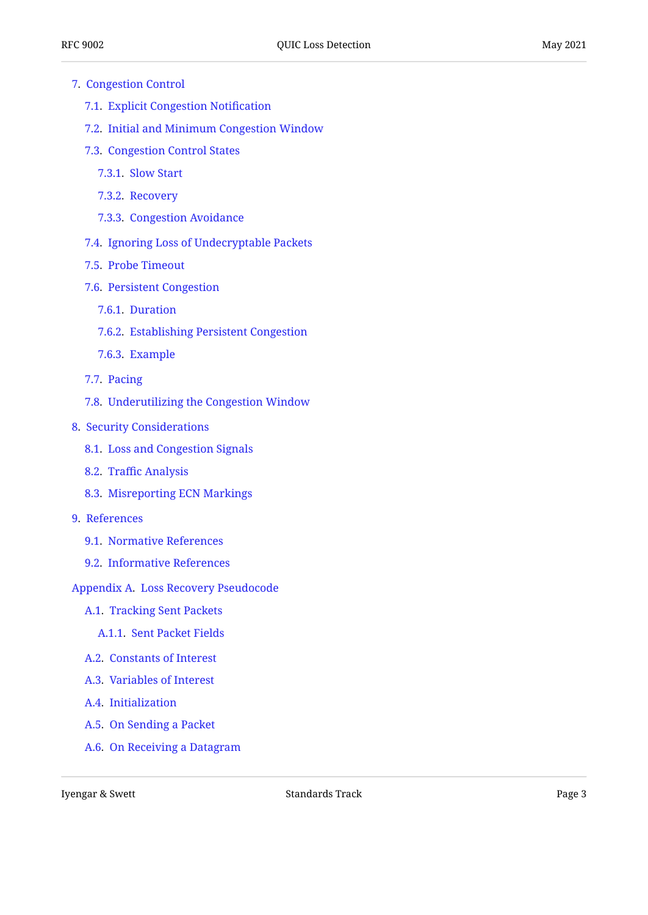- 7. Congestion Control
  - 7.1. Explicit Congestion Notification
  - 7.2. Initial and Minimum Congestion Window
  - 7.3. Congestion Control States
    - 7.3.1. Slow Start
    - 7.3.2. Recovery
    - 7.3.3. Congestion Avoidance
  - 7.4. Ignoring Loss of Undecryptable Packets
  - 7.5. Probe Timeout
  - 7.6. Persistent Congestion
    - 7.6.1. Duration
    - 7.6.2. Establishing Persistent Congestion
    - 7.6.3. Example
  - 7.7. Pacing
  - 7.8. Underutilizing the Congestion Window
- 8. Security Considerations
  - 8.1. Loss and Congestion Signals
  - 8.2. Traffic Analysis
  - 8.3. Misreporting ECN Markings
- 9. References
  - 9.1. Normative References
  - 9.2. Informative References
- Appendix A. Loss Recovery Pseudocode
  - A.1. Tracking Sent Packets
    - A.1.1. Sent Packet Fields
  - A.2. Constants of Interest
  - A.3. Variables of Interest
  - A.4. Initialization
  - A.5. On Sending a Packet
  - A.6. On Receiving a Datagram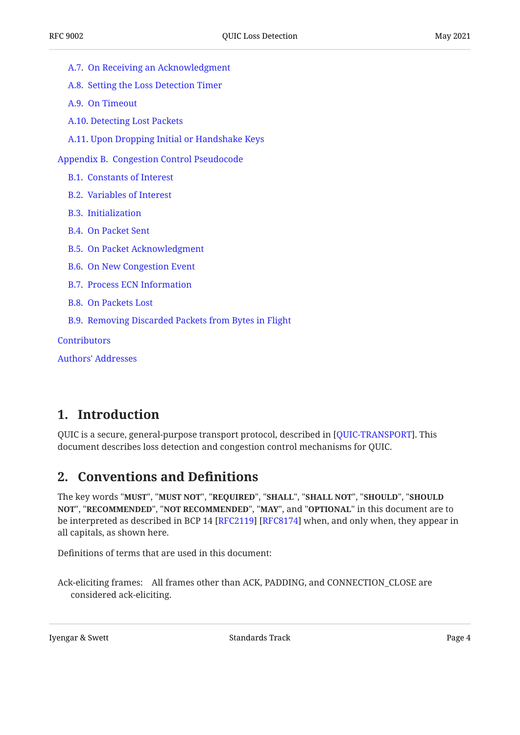- A.7. On Receiving an Acknowledgment
- A.8. Setting the Loss Detection Timer
- A.9. On Timeout
- A.10. Detecting Lost Packets
- A.11. Upon Dropping Initial or Handshake Keys

Appendix B. Congestion Control Pseudocode

- B.1. Constants of Interest
- B.2. Variables of Interest
- B.3. Initialization
- B.4. On Packet Sent
- B.5. On Packet Acknowledgment
- B.6. On New Congestion Event
- B.7. Process ECN Information
- B.8. On Packets Lost
- B.9. Removing Discarded Packets from Bytes in Flight

Contributors

Authors' Addresses

## 1. Introduction

QUIC is a secure, general-purpose transport protocol, described in [QUIC-TRANSPORT]. This document describes loss detection and congestion control mechanisms for QUIC.

## 2. Conventions and Definitions

The key words "**MUST**", "**MUST NOT**", "**REQUIRED**", "**SHALL**", "**SHALL NOT**", "**SHOULD**", "**SHOULD NOT**", "**RECOMMENDED**", "**NOT RECOMMENDED**", "**MAY**", and "**OPTIONAL**" in this document are to be interpreted as described in BCP 14 [RFC2119] [RFC8174] when, and only when, they appear in all capitals, as shown here.

Definitions of terms that are used in this document:

Ack-eliciting frames: All frames other than ACK, PADDING, and CONNECTION_CLOSE are considered ack-eliciting.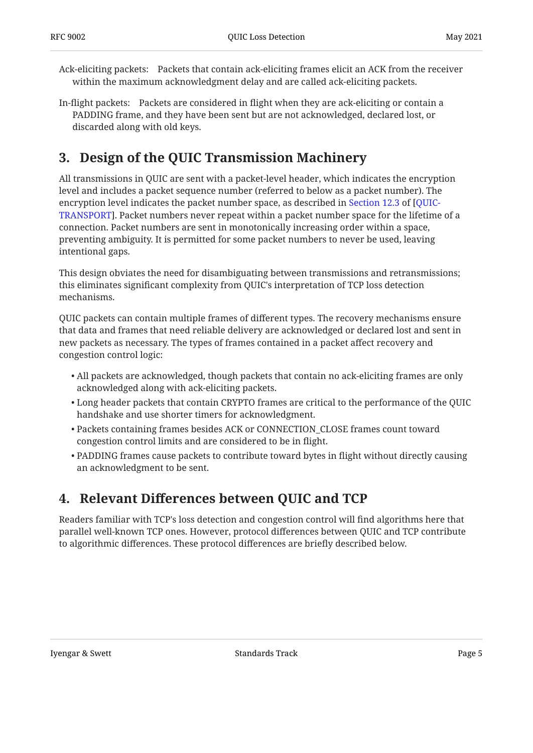Ack-eliciting packets: Packets that contain ack-eliciting frames elicit an ACK from the receiver within the maximum acknowledgment delay and are called ack-eliciting packets.

In-flight packets: Packets are considered in flight when they are ack-eliciting or contain a PADDING frame, and they have been sent but are not acknowledged, declared lost, or discarded along with old keys.

## 3. Design of the QUIC Transmission Machinery

All transmissions in QUIC are sent with a packet-level header, which indicates the encryption level and includes a packet sequence number (referred to below as a packet number). The encryption level indicates the packet number space, as described in Section 12.3 of [QUIC-TRANSPORT]. Packet numbers never repeat within a packet number space for the lifetime of a connection. Packet numbers are sent in monotonically increasing order within a space, preventing ambiguity. It is permitted for some packet numbers to never be used, leaving intentional gaps.

This design obviates the need for disambiguating between transmissions and retransmissions; this eliminates significant complexity from QUIC's interpretation of TCP loss detection mechanisms.

QUIC packets can contain multiple frames of different types. The recovery mechanisms ensure that data and frames that need reliable delivery are acknowledged or declared lost and sent in new packets as necessary. The types of frames contained in a packet affect recovery and congestion control logic:

- All packets are acknowledged, though packets that contain no ack-eliciting frames are only acknowledged along with ack-eliciting packets.
- Long header packets that contain CRYPTO frames are critical to the performance of the QUIC handshake and use shorter timers for acknowledgment.
- Packets containing frames besides ACK or CONNECTION_CLOSE frames count toward congestion control limits and are considered to be in flight.
- PADDING frames cause packets to contribute toward bytes in flight without directly causing an acknowledgment to be sent.

## 4. Relevant Differences between QUIC and TCP

Readers familiar with TCP's loss detection and congestion control will find algorithms here that parallel well-known TCP ones. However, protocol differences between QUIC and TCP contribute to algorithmic differences. These protocol differences are briefly described below.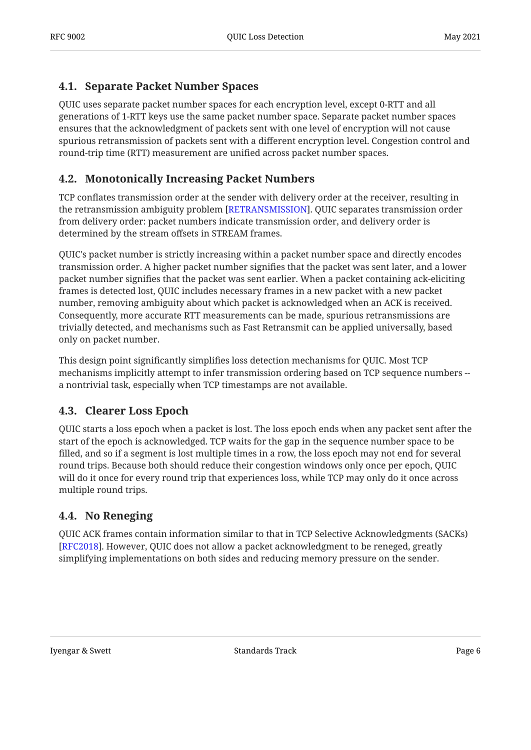### 4.1. Separate Packet Number Spaces

QUIC uses separate packet number spaces for each encryption level, except 0-RTT and all generations of 1-RTT keys use the same packet number space. Separate packet number spaces ensures that the acknowledgment of packets sent with one level of encryption will not cause spurious retransmission of packets sent with a different encryption level. Congestion control and round-trip time (RTT) measurement are unified across packet number spaces.

### 4.2. Monotonically Increasing Packet Numbers

TCP conflates transmission order at the sender with delivery order at the receiver, resulting in the retransmission ambiguity problem [RETRANSMISSION]. QUIC separates transmission order from delivery order: packet numbers indicate transmission order, and delivery order is determined by the stream offsets in STREAM frames.

QUIC's packet number is strictly increasing within a packet number space and directly encodes transmission order. A higher packet number signifies that the packet was sent later, and a lower packet number signifies that the packet was sent earlier. When a packet containing ack-eliciting frames is detected lost, QUIC includes necessary frames in a new packet with a new packet number, removing ambiguity about which packet is acknowledged when an ACK is received. Consequently, more accurate RTT measurements can be made, spurious retransmissions are trivially detected, and mechanisms such as Fast Retransmit can be applied universally, based only on packet number.

This design point significantly simplifies loss detection mechanisms for QUIC. Most TCP mechanisms implicitly attempt to infer transmission ordering based on TCP sequence numbers -- a nontrivial task, especially when TCP timestamps are not available.

### 4.3. Clearer Loss Epoch

QUIC starts a loss epoch when a packet is lost. The loss epoch ends when any packet sent after the start of the epoch is acknowledged. TCP waits for the gap in the sequence number space to be filled, and so if a segment is lost multiple times in a row, the loss epoch may not end for several round trips. Because both should reduce their congestion windows only once per epoch, QUIC will do it once for every round trip that experiences loss, while TCP may only do it once across multiple round trips.

### 4.4. No Reneging

QUIC ACK frames contain information similar to that in TCP Selective Acknowledgments (SACKs) [RFC2018]. However, QUIC does not allow a packet acknowledgment to be reneged, greatly simplifying implementations on both sides and reducing memory pressure on the sender.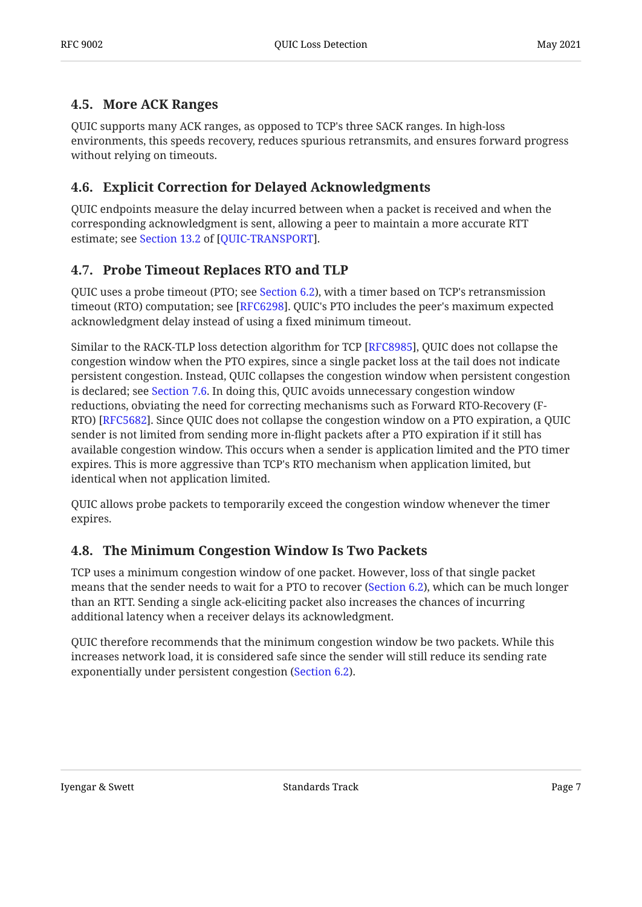### 4.5. More ACK Ranges

QUIC supports many ACK ranges, as opposed to TCP's three SACK ranges. In high-loss environments, this speeds recovery, reduces spurious retransmits, and ensures forward progress without relying on timeouts.

### 4.6. Explicit Correction for Delayed Acknowledgments

QUIC endpoints measure the delay incurred between when a packet is received and when the corresponding acknowledgment is sent, allowing a peer to maintain a more accurate RTT estimate; see Section 13.2 of [QUIC-TRANSPORT].

### 4.7. Probe Timeout Replaces RTO and TLP

QUIC uses a probe timeout (PTO; see Section 6.2), with a timer based on TCP's retransmission timeout (RTO) computation; see [RFC6298]. QUIC's PTO includes the peer's maximum expected acknowledgment delay instead of using a fixed minimum timeout.

Similar to the RACK-TLP loss detection algorithm for TCP [RFC8985], QUIC does not collapse the congestion window when the PTO expires, since a single packet loss at the tail does not indicate persistent congestion. Instead, QUIC collapses the congestion window when persistent congestion is declared; see Section 7.6. In doing this, QUIC avoids unnecessary congestion window reductions, obviating the need for correcting mechanisms such as Forward RTO-Recovery (F-RTO) [RFC5682]. Since QUIC does not collapse the congestion window on a PTO expiration, a QUIC sender is not limited from sending more in-flight packets after a PTO expiration if it still has available congestion window. This occurs when a sender is application limited and the PTO timer expires. This is more aggressive than TCP's RTO mechanism when application limited, but identical when not application limited.

QUIC allows probe packets to temporarily exceed the congestion window whenever the timer expires.

### 4.8. The Minimum Congestion Window Is Two Packets

TCP uses a minimum congestion window of one packet. However, loss of that single packet means that the sender needs to wait for a PTO to recover (Section 6.2), which can be much longer than an RTT. Sending a single ack-eliciting packet also increases the chances of incurring additional latency when a receiver delays its acknowledgment.

QUIC therefore recommends that the minimum congestion window be two packets. While this increases network load, it is considered safe since the sender will still reduce its sending rate exponentially under persistent congestion (Section 6.2).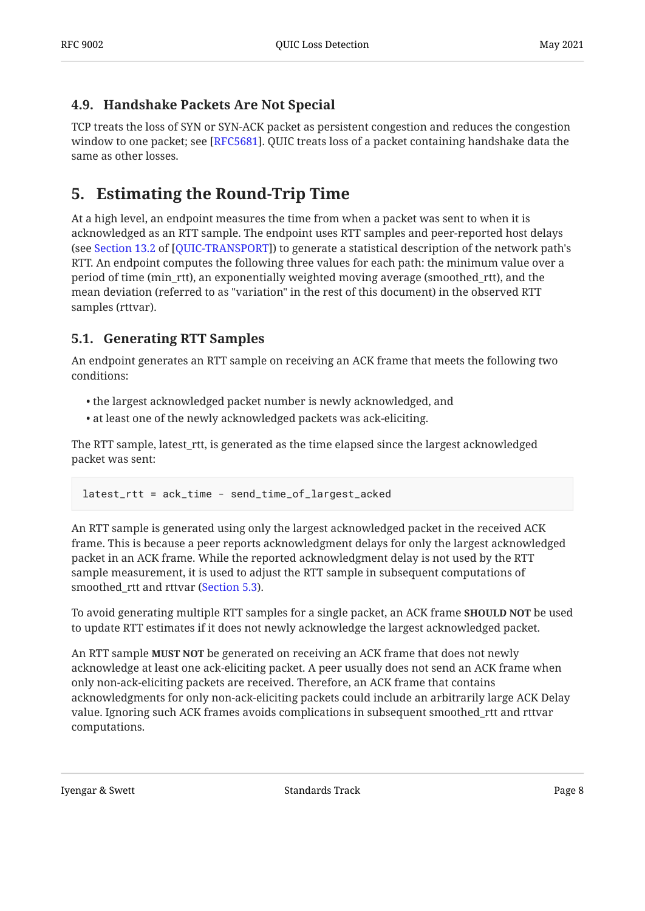### 4.9. Handshake Packets Are Not Special

TCP treats the loss of SYN or SYN-ACK packet as persistent congestion and reduces the congestion window to one packet; see [RFC5681]. QUIC treats loss of a packet containing handshake data the same as other losses.

## 5. Estimating the Round-Trip Time

At a high level, an endpoint measures the time from when a packet was sent to when it is acknowledged as an RTT sample. The endpoint uses RTT samples and peer-reported host delays (see Section 13.2 of [QUIC-TRANSPORT]) to generate a statistical description of the network path's RTT. An endpoint computes the following three values for each path: the minimum value over a period of time (min_rtt), an exponentially weighted moving average (smoothed_rtt), and the mean deviation (referred to as "variation" in the rest of this document) in the observed RTT samples (rttvar).

### 5.1. Generating RTT Samples

An endpoint generates an RTT sample on receiving an ACK frame that meets the following two conditions:

- the largest acknowledged packet number is newly acknowledged, and
- at least one of the newly acknowledged packets was ack-eliciting.

The RTT sample, latest_rtt, is generated as the time elapsed since the largest acknowledged packet was sent:

```
latest_rtt = ack_time - send_time_of_largest_acked
```

An RTT sample is generated using only the largest acknowledged packet in the received ACK frame. This is because a peer reports acknowledgment delays for only the largest acknowledged packet in an ACK frame. While the reported acknowledgment delay is not used by the RTT sample measurement, it is used to adjust the RTT sample in subsequent computations of smoothed_rtt and rttvar (Section 5.3).

To avoid generating multiple RTT samples for a single packet, an ACK frame **SHOULD NOT** be used to update RTT estimates if it does not newly acknowledge the largest acknowledged packet.

An RTT sample **MUST NOT** be generated on receiving an ACK frame that does not newly acknowledge at least one ack-eliciting packet. A peer usually does not send an ACK frame when only non-ack-eliciting packets are received. Therefore, an ACK frame that contains acknowledgments for only non-ack-eliciting packets could include an arbitrarily large ACK Delay value. Ignoring such ACK frames avoids complications in subsequent smoothed_rtt and rttvar computations.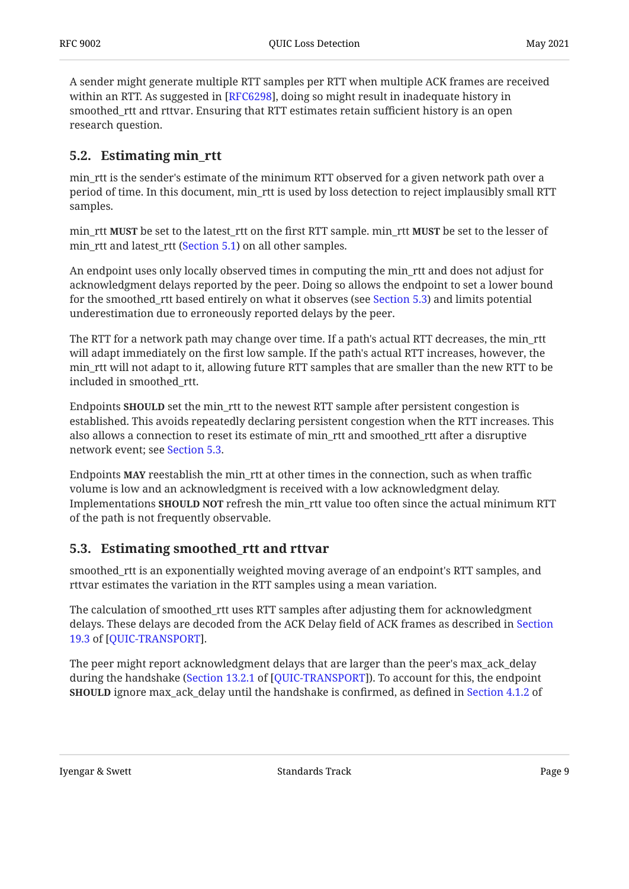A sender might generate multiple RTT samples per RTT when multiple ACK frames are received within an RTT. As suggested in [RFC6298], doing so might result in inadequate history in smoothed_rtt and rttvar. Ensuring that RTT estimates retain sufficient history is an open research question.

## 5.2. Estimating min_rtt

min_rtt is the sender's estimate of the minimum RTT observed for a given network path over a period of time. In this document, min_rtt is used by loss detection to reject implausibly small RTT samples.

min_rtt **MUST** be set to the latest_rtt on the first RTT sample. min_rtt **MUST** be set to the lesser of min_rtt and latest_rtt (Section 5.1) on all other samples.

An endpoint uses only locally observed times in computing the min_rtt and does not adjust for acknowledgment delays reported by the peer. Doing so allows the endpoint to set a lower bound for the smoothed_rtt based entirely on what it observes (see Section 5.3) and limits potential underestimation due to erroneously reported delays by the peer.

The RTT for a network path may change over time. If a path's actual RTT decreases, the min_rtt will adapt immediately on the first low sample. If the path's actual RTT increases, however, the min_rtt will not adapt to it, allowing future RTT samples that are smaller than the new RTT to be included in smoothed_rtt.

Endpoints **SHOULD** set the min_rtt to the newest RTT sample after persistent congestion is established. This avoids repeatedly declaring persistent congestion when the RTT increases. This also allows a connection to reset its estimate of min_rtt and smoothed_rtt after a disruptive network event; see Section 5.3.

Endpoints **MAY** reestablish the min_rtt at other times in the connection, such as when traffic volume is low and an acknowledgment is received with a low acknowledgment delay. Implementations **SHOULD NOT** refresh the min_rtt value too often since the actual minimum RTT of the path is not frequently observable.

## 5.3. Estimating smoothed_rtt and rttvar

smoothed_rtt is an exponentially weighted moving average of an endpoint's RTT samples, and rttvar estimates the variation in the RTT samples using a mean variation.

The calculation of smoothed_rtt uses RTT samples after adjusting them for acknowledgment delays. These delays are decoded from the ACK Delay field of ACK frames as described in Section 19.3 of [QUIC-TRANSPORT].

The peer might report acknowledgment delays that are larger than the peer's max_ack_delay during the handshake (Section 13.2.1 of [QUIC-TRANSPORT]). To account for this, the endpoint **SHOULD** ignore max_ack_delay until the handshake is confirmed, as defined in Section 4.1.2 of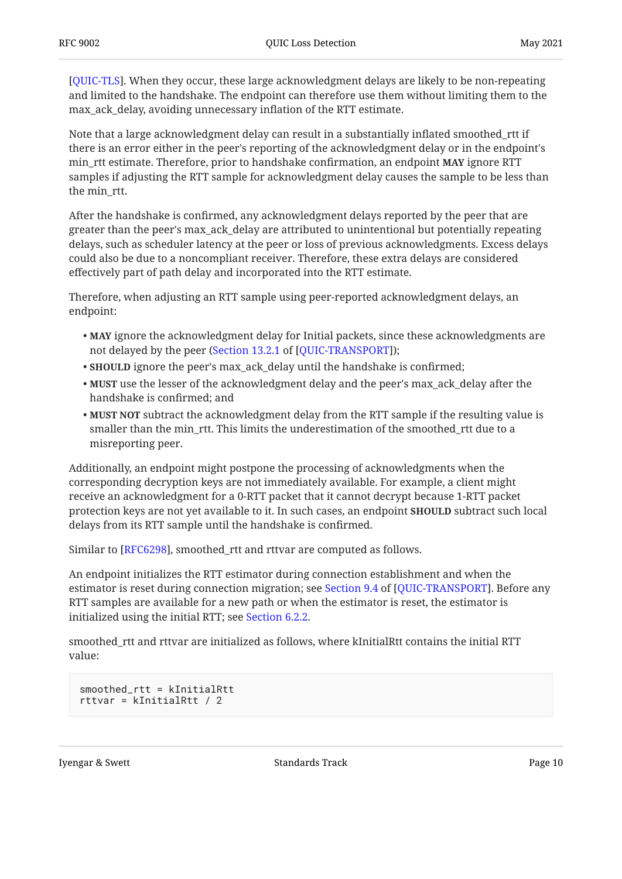[QUIC-TLS]. When they occur, these large acknowledgment delays are likely to be non-repeating and limited to the handshake. The endpoint can therefore use them without limiting them to the max_ack_delay, avoiding unnecessary inflation of the RTT estimate.

Note that a large acknowledgment delay can result in a substantially inflated smoothed_rtt if there is an error either in the peer's reporting of the acknowledgment delay or in the endpoint's min_rtt estimate. Therefore, prior to handshake confirmation, an endpoint **MAY** ignore RTT samples if adjusting the RTT sample for acknowledgment delay causes the sample to be less than the min_rtt.

After the handshake is confirmed, any acknowledgment delays reported by the peer that are greater than the peer's max_ack_delay are attributed to unintentional but potentially repeating delays, such as scheduler latency at the peer or loss of previous acknowledgments. Excess delays could also be due to a noncompliant receiver. Therefore, these extra delays are considered effectively part of path delay and incorporated into the RTT estimate.

Therefore, when adjusting an RTT sample using peer-reported acknowledgment delays, an endpoint:

- **MAY** ignore the acknowledgment delay for Initial packets, since these acknowledgments are not delayed by the peer (Section 13.2.1 of [QUIC-TRANSPORT]);
- **SHOULD** ignore the peer's max_ack_delay until the handshake is confirmed;
- **MUST** use the lesser of the acknowledgment delay and the peer's max_ack_delay after the handshake is confirmed; and
- **MUST NOT** subtract the acknowledgment delay from the RTT sample if the resulting value is smaller than the min_rtt. This limits the underestimation of the smoothed_rtt due to a misreporting peer.

Additionally, an endpoint might postpone the processing of acknowledgments when the corresponding decryption keys are not immediately available. For example, a client might receive an acknowledgment for a 0-RTT packet that it cannot decrypt because 1-RTT packet protection keys are not yet available to it. In such cases, an endpoint **SHOULD** subtract such local delays from its RTT sample until the handshake is confirmed.

Similar to [RFC6298], smoothed_rtt and rttvar are computed as follows.

An endpoint initializes the RTT estimator during connection establishment and when the estimator is reset during connection migration; see Section 9.4 of [QUIC-TRANSPORT]. Before any RTT samples are available for a new path or when the estimator is reset, the estimator is initialized using the initial RTT; see Section 6.2.2.

smoothed_rtt and rttvar are initialized as follows, where kInitialRtt contains the initial RTT value:

```
smoothed_rtt = kInitialRtt
rttvar = kInitialRtt / 2
```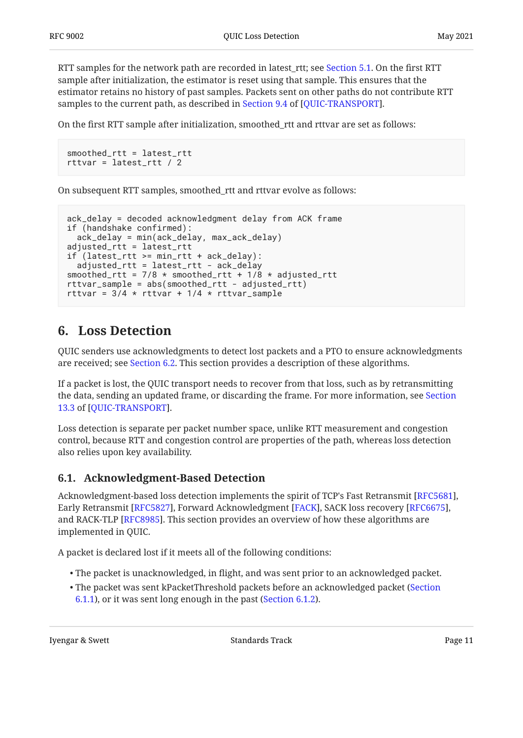RTT samples for the network path are recorded in latest_rtt; see Section 5.1. On the first RTT sample after initialization, the estimator is reset using that sample. This ensures that the estimator retains no history of past samples. Packets sent on other paths do not contribute RTT samples to the current path, as described in Section 9.4 of [QUIC-TRANSPORT].

On the first RTT sample after initialization, smoothed_rtt and rttvar are set as follows:

```
smoothed_rtt = latest_rtt
rttvar = latest_rtt / 2
```

On subsequent RTT samples, smoothed_rtt and rttvar evolve as follows:

```
ack_delay = decoded acknowledgment delay from ACK frame
if (handshake confirmed):
  ack_delay = min(ack_delay, max_ack_delay)
adjusted_rtt = latest_rtt
if (latest_rtt >= min_rtt + ack_delay):
  adjusted_rtt = latest_rtt - ack_delay
smoothed_rtt = 7/8 * smoothed_rtt + 1/8 * adjusted_rtt
rttvar_sample = abs(smoothed_rtt - adjusted_rtt)
rttvar = 3/4 * rttvar + 1/4 * rttvar_sample
```

## 6. Loss Detection

QUIC senders use acknowledgments to detect lost packets and a PTO to ensure acknowledgments are received; see Section 6.2. This section provides a description of these algorithms.

If a packet is lost, the QUIC transport needs to recover from that loss, such as by retransmitting the data, sending an updated frame, or discarding the frame. For more information, see Section 13.3 of [QUIC-TRANSPORT].

Loss detection is separate per packet number space, unlike RTT measurement and congestion control, because RTT and congestion control are properties of the path, whereas loss detection also relies upon key availability.

### 6.1. Acknowledgment-Based Detection

Acknowledgment-based loss detection implements the spirit of TCP's Fast Retransmit [RFC5681], Early Retransmit [RFC5827], Forward Acknowledgment [FACK], SACK loss recovery [RFC6675], and RACK-TLP [RFC8985]. This section provides an overview of how these algorithms are implemented in QUIC.

A packet is declared lost if it meets all of the following conditions:

- The packet is unacknowledged, in flight, and was sent prior to an acknowledged packet.
- The packet was sent kPacketThreshold packets before an acknowledged packet (Section 6.1.1), or it was sent long enough in the past (Section 6.1.2).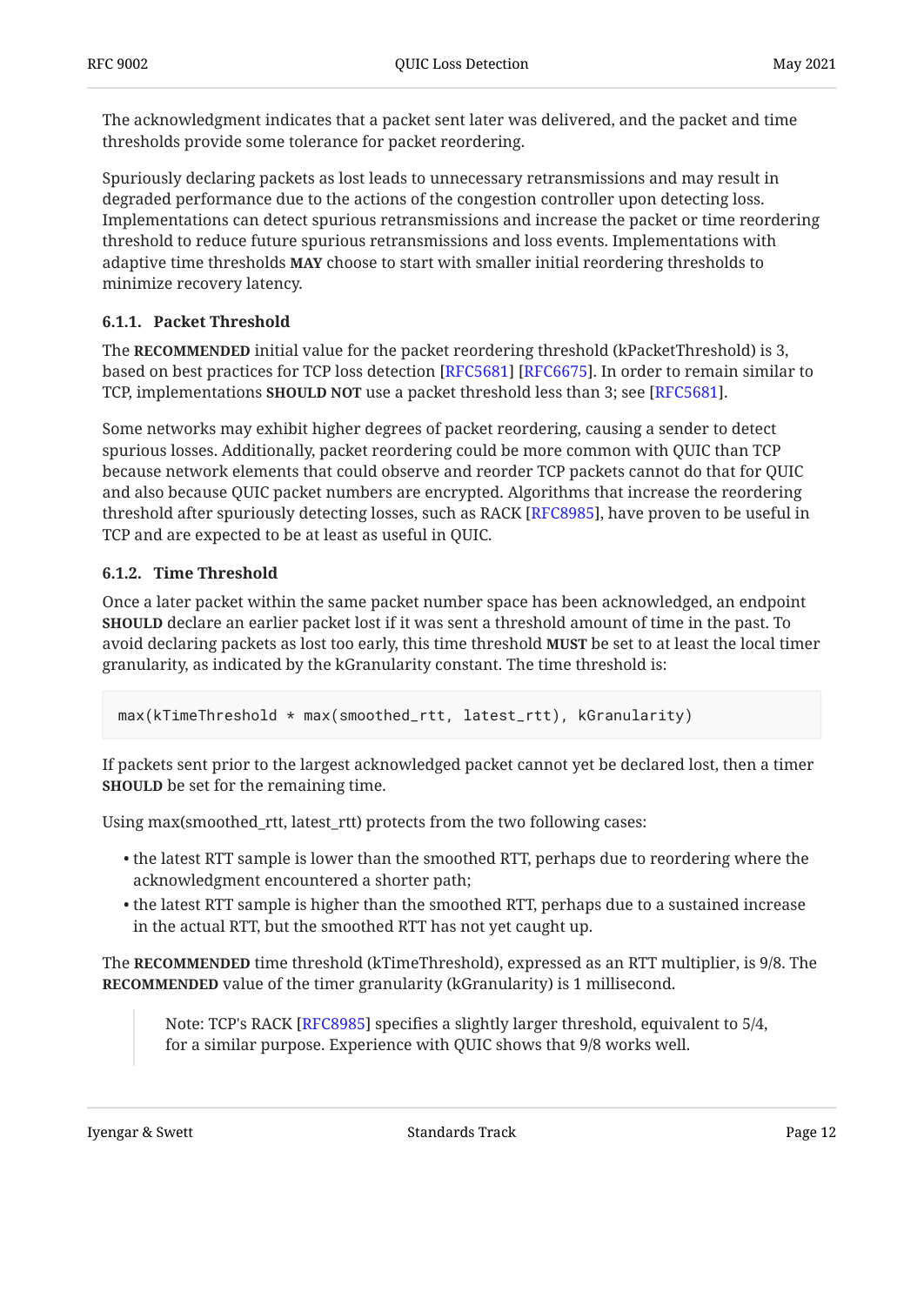The acknowledgment indicates that a packet sent later was delivered, and the packet and time thresholds provide some tolerance for packet reordering.

Spuriously declaring packets as lost leads to unnecessary retransmissions and may result in degraded performance due to the actions of the congestion controller upon detecting loss. Implementations can detect spurious retransmissions and increase the packet or time reordering threshold to reduce future spurious retransmissions and loss events. Implementations with adaptive time thresholds **MAY** choose to start with smaller initial reordering thresholds to minimize recovery latency.

#### 6.1.1. Packet Threshold

The **RECOMMENDED** initial value for the packet reordering threshold (kPacketThreshold) is 3, based on best practices for TCP loss detection [RFC5681] [RFC6675]. In order to remain similar to TCP, implementations **SHOULD NOT** use a packet threshold less than 3; see [RFC5681].

Some networks may exhibit higher degrees of packet reordering, causing a sender to detect spurious losses. Additionally, packet reordering could be more common with QUIC than TCP because network elements that could observe and reorder TCP packets cannot do that for QUIC and also because QUIC packet numbers are encrypted. Algorithms that increase the reordering threshold after spuriously detecting losses, such as RACK [RFC8985], have proven to be useful in TCP and are expected to be at least as useful in QUIC.

#### 6.1.2. Time Threshold

Once a later packet within the same packet number space has been acknowledged, an endpoint **SHOULD** declare an earlier packet lost if it was sent a threshold amount of time in the past. To avoid declaring packets as lost too early, this time threshold **MUST** be set to at least the local timer granularity, as indicated by the kGranularity constant. The time threshold is:

```
max(kTimeThreshold * max(smoothed_rtt, latest_rtt), kGranularity)
```

If packets sent prior to the largest acknowledged packet cannot yet be declared lost, then a timer **SHOULD** be set for the remaining time.

Using max(smoothed_rtt, latest_rtt) protects from the two following cases:

- the latest RTT sample is lower than the smoothed RTT, perhaps due to reordering where the acknowledgment encountered a shorter path;
- the latest RTT sample is higher than the smoothed RTT, perhaps due to a sustained increase in the actual RTT, but the smoothed RTT has not yet caught up.

The **RECOMMENDED** time threshold (kTimeThreshold), expressed as an RTT multiplier, is 9/8. The **RECOMMENDED** value of the timer granularity (kGranularity) is 1 millisecond.

> Note: TCP's RACK [RFC8985] specifies a slightly larger threshold, equivalent to 5/4, for a similar purpose. Experience with QUIC shows that 9/8 works well.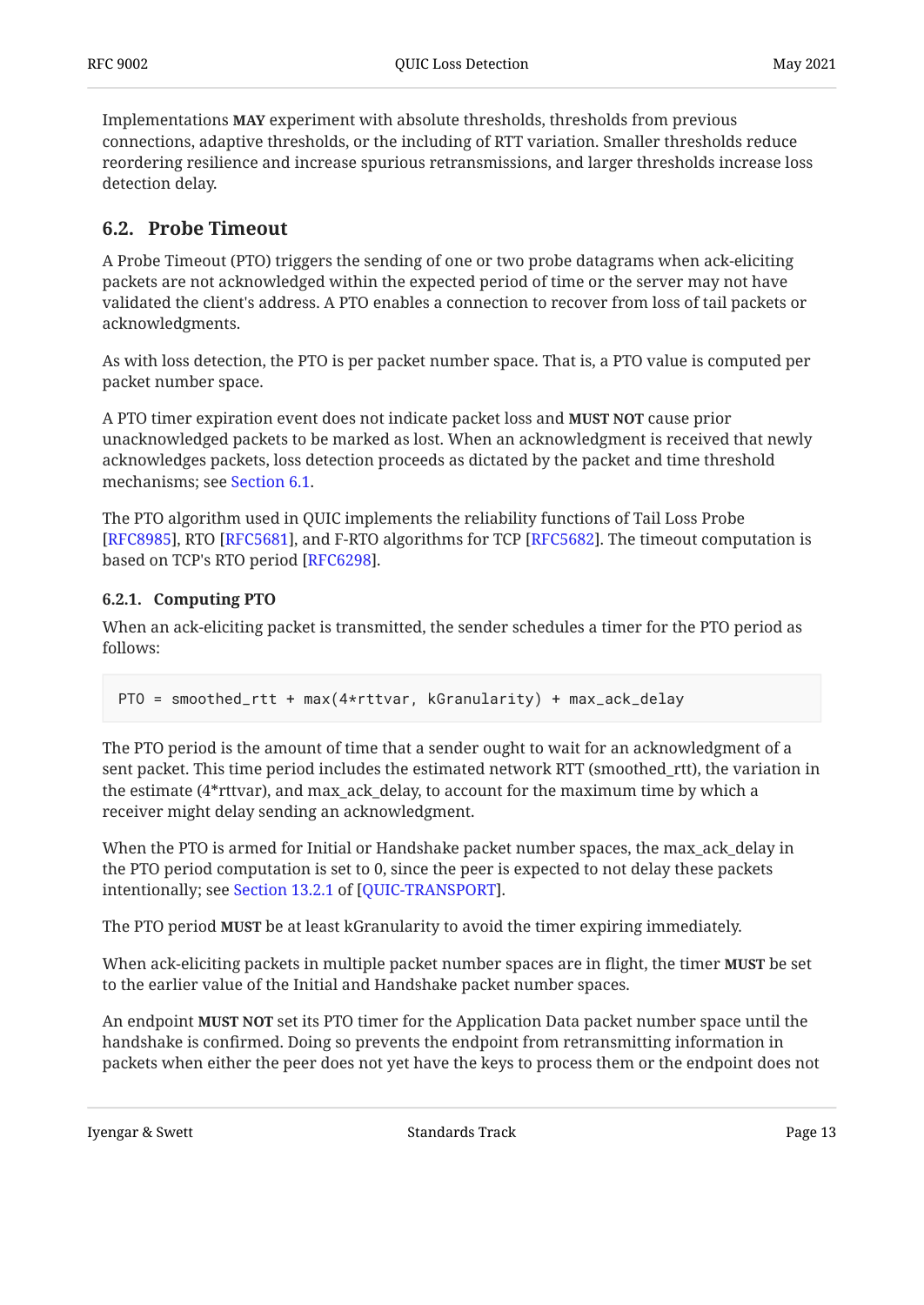Implementations **MAY** experiment with absolute thresholds, thresholds from previous connections, adaptive thresholds, or the including of RTT variation. Smaller thresholds reduce reordering resilience and increase spurious retransmissions, and larger thresholds increase loss detection delay.

## 6.2. Probe Timeout

A Probe Timeout (PTO) triggers the sending of one or two probe datagrams when ack-eliciting packets are not acknowledged within the expected period of time or the server may not have validated the client's address. A PTO enables a connection to recover from loss of tail packets or acknowledgments.

As with loss detection, the PTO is per packet number space. That is, a PTO value is computed per packet number space.

A PTO timer expiration event does not indicate packet loss and **MUST NOT** cause prior unacknowledged packets to be marked as lost. When an acknowledgment is received that newly acknowledges packets, loss detection proceeds as dictated by the packet and time threshold mechanisms; see Section 6.1.

The PTO algorithm used in QUIC implements the reliability functions of Tail Loss Probe [RFC8985], RTO [RFC5681], and F-RTO algorithms for TCP [RFC5682]. The timeout computation is based on TCP's RTO period [RFC6298].

### 6.2.1. Computing PTO

When an ack-eliciting packet is transmitted, the sender schedules a timer for the PTO period as follows:

```
PTO = smoothed_rtt + max(4*rttvar, kGranularity) + max_ack_delay
```

The PTO period is the amount of time that a sender ought to wait for an acknowledgment of a sent packet. This time period includes the estimated network RTT (smoothed_rtt), the variation in the estimate (4*rttvar), and max_ack_delay, to account for the maximum time by which a receiver might delay sending an acknowledgment.

When the PTO is armed for Initial or Handshake packet number spaces, the max_ack_delay in the PTO period computation is set to 0, since the peer is expected to not delay these packets intentionally; see Section 13.2.1 of [QUIC-TRANSPORT].

The PTO period **MUST** be at least kGranularity to avoid the timer expiring immediately.

When ack-eliciting packets in multiple packet number spaces are in flight, the timer **MUST** be set to the earlier value of the Initial and Handshake packet number spaces.

An endpoint **MUST NOT** set its PTO timer for the Application Data packet number space until the handshake is confirmed. Doing so prevents the endpoint from retransmitting information in packets when either the peer does not yet have the keys to process them or the endpoint does not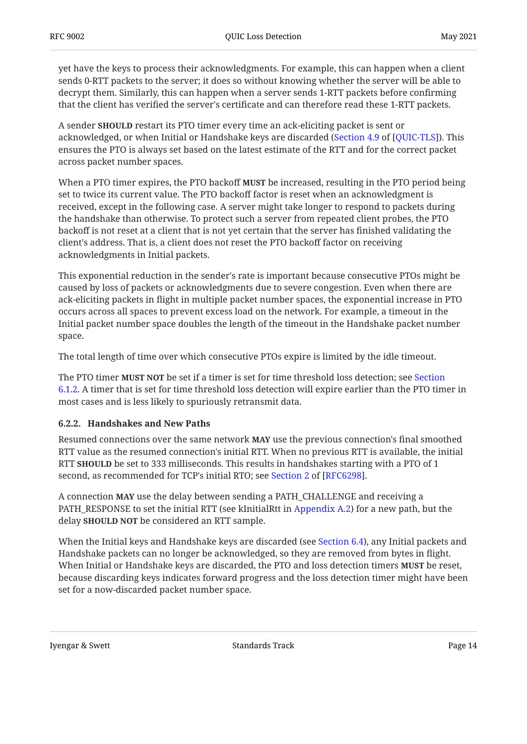yet have the keys to process their acknowledgments. For example, this can happen when a client sends 0-RTT packets to the server; it does so without knowing whether the server will be able to decrypt them. Similarly, this can happen when a server sends 1-RTT packets before confirming that the client has verified the server's certificate and can therefore read these 1-RTT packets.

A sender **SHOULD** restart its PTO timer every time an ack-eliciting packet is sent or acknowledged, or when Initial or Handshake keys are discarded (Section 4.9 of [QUIC-TLS]). This ensures the PTO is always set based on the latest estimate of the RTT and for the correct packet across packet number spaces.

When a PTO timer expires, the PTO backoff **MUST** be increased, resulting in the PTO period being set to twice its current value. The PTO backoff factor is reset when an acknowledgment is received, except in the following case. A server might take longer to respond to packets during the handshake than otherwise. To protect such a server from repeated client probes, the PTO backoff is not reset at a client that is not yet certain that the server has finished validating the client's address. That is, a client does not reset the PTO backoff factor on receiving acknowledgments in Initial packets.

This exponential reduction in the sender's rate is important because consecutive PTOs might be caused by loss of packets or acknowledgments due to severe congestion. Even when there are ack-eliciting packets in flight in multiple packet number spaces, the exponential increase in PTO occurs across all spaces to prevent excess load on the network. For example, a timeout in the Initial packet number space doubles the length of the timeout in the Handshake packet number space.

The total length of time over which consecutive PTOs expire is limited by the idle timeout.

The PTO timer **MUST NOT** be set if a timer is set for time threshold loss detection; see Section 6.1.2. A timer that is set for time threshold loss detection will expire earlier than the PTO timer in most cases and is less likely to spuriously retransmit data.

#### 6.2.2. Handshakes and New Paths

Resumed connections over the same network **MAY** use the previous connection's final smoothed RTT value as the resumed connection's initial RTT. When no previous RTT is available, the initial RTT **SHOULD** be set to 333 milliseconds. This results in handshakes starting with a PTO of 1 second, as recommended for TCP's initial RTO; see Section 2 of [RFC6298].

A connection **MAY** use the delay between sending a PATH_CHALLENGE and receiving a PATH_RESPONSE to set the initial RTT (see kInitialRtt in Appendix A.2) for a new path, but the delay **SHOULD NOT** be considered an RTT sample.

When the Initial keys and Handshake keys are discarded (see Section 6.4), any Initial packets and Handshake packets can no longer be acknowledged, so they are removed from bytes in flight. When Initial or Handshake keys are discarded, the PTO and loss detection timers **MUST** be reset, because discarding keys indicates forward progress and the loss detection timer might have been set for a now-discarded packet number space.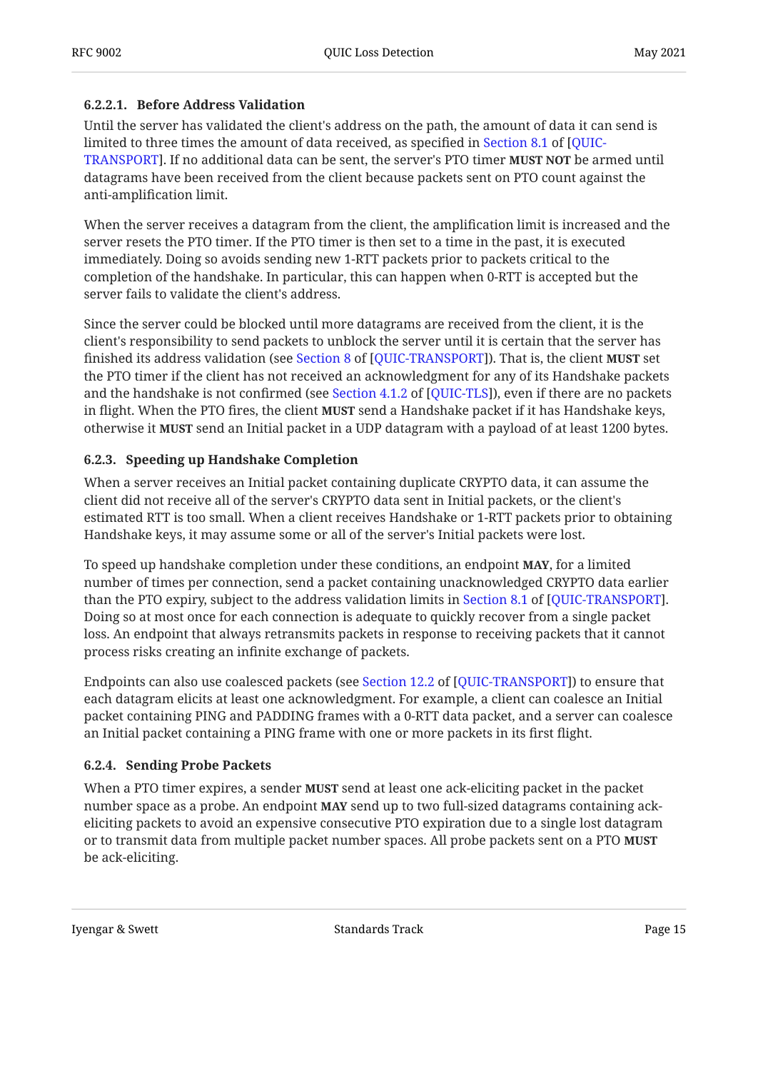#### 6.2.2.1. Before Address Validation

Until the server has validated the client's address on the path, the amount of data it can send is limited to three times the amount of data received, as specified in Section 8.1 of [QUIC-TRANSPORT]. If no additional data can be sent, the server's PTO timer **MUST NOT** be armed until datagrams have been received from the client because packets sent on PTO count against the anti-amplification limit.

When the server receives a datagram from the client, the amplification limit is increased and the server resets the PTO timer. If the PTO timer is then set to a time in the past, it is executed immediately. Doing so avoids sending new 1-RTT packets prior to packets critical to the completion of the handshake. In particular, this can happen when 0-RTT is accepted but the server fails to validate the client's address.

Since the server could be blocked until more datagrams are received from the client, it is the client's responsibility to send packets to unblock the server until it is certain that the server has finished its address validation (see Section 8 of [QUIC-TRANSPORT]). That is, the client **MUST** set the PTO timer if the client has not received an acknowledgment for any of its Handshake packets and the handshake is not confirmed (see Section 4.1.2 of [QUIC-TLS]), even if there are no packets in flight. When the PTO fires, the client **MUST** send a Handshake packet if it has Handshake keys, otherwise it **MUST** send an Initial packet in a UDP datagram with a payload of at least 1200 bytes.

### 6.2.3. Speeding up Handshake Completion

When a server receives an Initial packet containing duplicate CRYPTO data, it can assume the client did not receive all of the server's CRYPTO data sent in Initial packets, or the client's estimated RTT is too small. When a client receives Handshake or 1-RTT packets prior to obtaining Handshake keys, it may assume some or all of the server's Initial packets were lost.

To speed up handshake completion under these conditions, an endpoint **MAY**, for a limited number of times per connection, send a packet containing unacknowledged CRYPTO data earlier than the PTO expiry, subject to the address validation limits in Section 8.1 of [QUIC-TRANSPORT]. Doing so at most once for each connection is adequate to quickly recover from a single packet loss. An endpoint that always retransmits packets in response to receiving packets that it cannot process risks creating an infinite exchange of packets.

Endpoints can also use coalesced packets (see Section 12.2 of [QUIC-TRANSPORT]) to ensure that each datagram elicits at least one acknowledgment. For example, a client can coalesce an Initial packet containing PING and PADDING frames with a 0-RTT data packet, and a server can coalesce an Initial packet containing a PING frame with one or more packets in its first flight.

### 6.2.4. Sending Probe Packets

When a PTO timer expires, a sender **MUST** send at least one ack-eliciting packet in the packet number space as a probe. An endpoint **MAY** send up to two full-sized datagrams containing ack-eliciting packets to avoid an expensive consecutive PTO expiration due to a single lost datagram or to transmit data from multiple packet number spaces. All probe packets sent on a PTO **MUST** be ack-eliciting.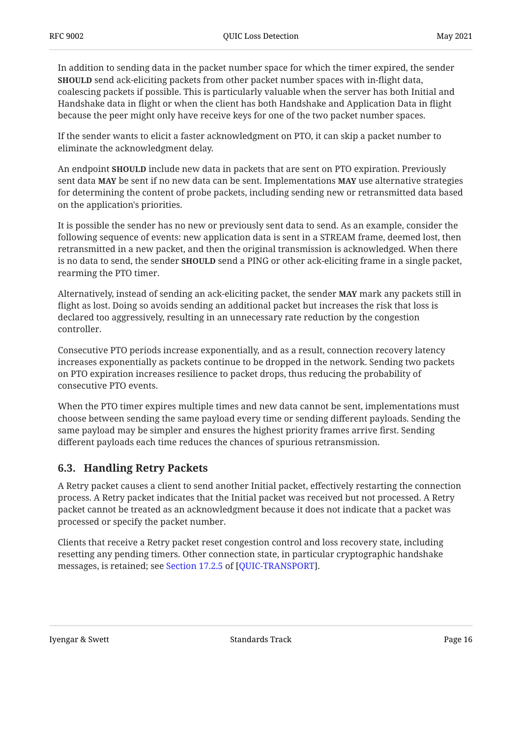In addition to sending data in the packet number space for which the timer expired, the sender **SHOULD** send ack-eliciting packets from other packet number spaces with in-flight data, coalescing packets if possible. This is particularly valuable when the server has both Initial and Handshake data in flight or when the client has both Handshake and Application Data in flight because the peer might only have receive keys for one of the two packet number spaces.

If the sender wants to elicit a faster acknowledgment on PTO, it can skip a packet number to eliminate the acknowledgment delay.

An endpoint **SHOULD** include new data in packets that are sent on PTO expiration. Previously sent data **MAY** be sent if no new data can be sent. Implementations **MAY** use alternative strategies for determining the content of probe packets, including sending new or retransmitted data based on the application's priorities.

It is possible the sender has no new or previously sent data to send. As an example, consider the following sequence of events: new application data is sent in a STREAM frame, deemed lost, then retransmitted in a new packet, and then the original transmission is acknowledged. When there is no data to send, the sender **SHOULD** send a PING or other ack-eliciting frame in a single packet, rearming the PTO timer.

Alternatively, instead of sending an ack-eliciting packet, the sender **MAY** mark any packets still in flight as lost. Doing so avoids sending an additional packet but increases the risk that loss is declared too aggressively, resulting in an unnecessary rate reduction by the congestion controller.

Consecutive PTO periods increase exponentially, and as a result, connection recovery latency increases exponentially as packets continue to be dropped in the network. Sending two packets on PTO expiration increases resilience to packet drops, thus reducing the probability of consecutive PTO events.

When the PTO timer expires multiple times and new data cannot be sent, implementations must choose between sending the same payload every time or sending different payloads. Sending the same payload may be simpler and ensures the highest priority frames arrive first. Sending different payloads each time reduces the chances of spurious retransmission.

## 6.3. Handling Retry Packets

A Retry packet causes a client to send another Initial packet, effectively restarting the connection process. A Retry packet indicates that the Initial packet was received but not processed. A Retry packet cannot be treated as an acknowledgment because it does not indicate that a packet was processed or specify the packet number.

Clients that receive a Retry packet reset congestion control and loss recovery state, including resetting any pending timers. Other connection state, in particular cryptographic handshake messages, is retained; see Section 17.2.5 of [QUIC-TRANSPORT].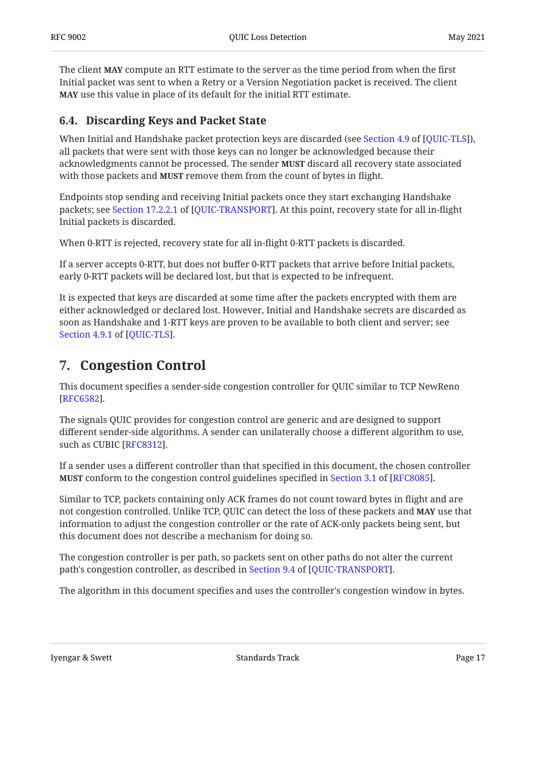The client **MAY** compute an RTT estimate to the server as the time period from when the first Initial packet was sent to when a Retry or a Version Negotiation packet is received. The client **MAY** use this value in place of its default for the initial RTT estimate.

### 6.4. Discarding Keys and Packet State

When Initial and Handshake packet protection keys are discarded (see Section 4.9 of [QUIC-TLS]), all packets that were sent with those keys can no longer be acknowledged because their acknowledgments cannot be processed. The sender **MUST** discard all recovery state associated with those packets and **MUST** remove them from the count of bytes in flight.

Endpoints stop sending and receiving Initial packets once they start exchanging Handshake packets; see Section 17.2.2.1 of [QUIC-TRANSPORT]. At this point, recovery state for all in-flight Initial packets is discarded.

When 0-RTT is rejected, recovery state for all in-flight 0-RTT packets is discarded.

If a server accepts 0-RTT, but does not buffer 0-RTT packets that arrive before Initial packets, early 0-RTT packets will be declared lost, but that is expected to be infrequent.

It is expected that keys are discarded at some time after the packets encrypted with them are either acknowledged or declared lost. However, Initial and Handshake secrets are discarded as soon as Handshake and 1-RTT keys are proven to be available to both client and server; see Section 4.9.1 of [QUIC-TLS].

## 7. Congestion Control

This document specifies a sender-side congestion controller for QUIC similar to TCP NewReno [RFC6582].

The signals QUIC provides for congestion control are generic and are designed to support different sender-side algorithms. A sender can unilaterally choose a different algorithm to use, such as CUBIC [RFC8312].

If a sender uses a different controller than that specified in this document, the chosen controller **MUST** conform to the congestion control guidelines specified in Section 3.1 of [RFC8085].

Similar to TCP, packets containing only ACK frames do not count toward bytes in flight and are not congestion controlled. Unlike TCP, QUIC can detect the loss of these packets and **MAY** use that information to adjust the congestion controller or the rate of ACK-only packets being sent, but this document does not describe a mechanism for doing so.

The congestion controller is per path, so packets sent on other paths do not alter the current path's congestion controller, as described in Section 9.4 of [QUIC-TRANSPORT].

The algorithm in this document specifies and uses the controller's congestion window in bytes.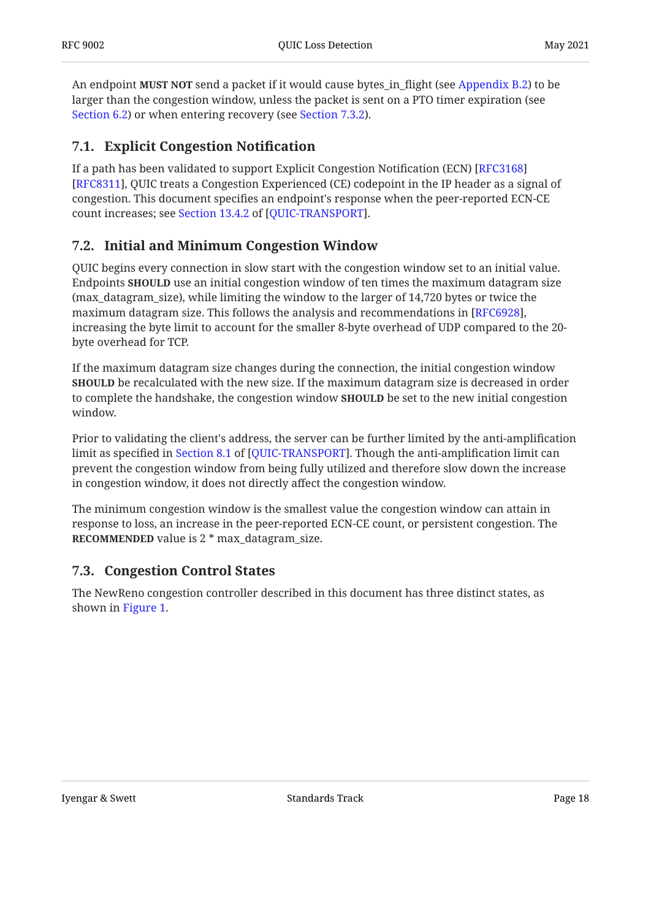An endpoint **MUST NOT** send a packet if it would cause bytes_in_flight (see Appendix B.2) to be larger than the congestion window, unless the packet is sent on a PTO timer expiration (see Section 6.2) or when entering recovery (see Section 7.3.2).

## 7.1. Explicit Congestion Notification

If a path has been validated to support Explicit Congestion Notification (ECN) [RFC3168] [RFC8311], QUIC treats a Congestion Experienced (CE) codepoint in the IP header as a signal of congestion. This document specifies an endpoint's response when the peer-reported ECN-CE count increases; see Section 13.4.2 of [QUIC-TRANSPORT].

## 7.2. Initial and Minimum Congestion Window

QUIC begins every connection in slow start with the congestion window set to an initial value. Endpoints **SHOULD** use an initial congestion window of ten times the maximum datagram size (max_datagram_size), while limiting the window to the larger of 14,720 bytes or twice the maximum datagram size. This follows the analysis and recommendations in [RFC6928], increasing the byte limit to account for the smaller 8-byte overhead of UDP compared to the 20-byte overhead for TCP.

If the maximum datagram size changes during the connection, the initial congestion window **SHOULD** be recalculated with the new size. If the maximum datagram size is decreased in order to complete the handshake, the congestion window **SHOULD** be set to the new initial congestion window.

Prior to validating the client's address, the server can be further limited by the anti-amplification limit as specified in Section 8.1 of [QUIC-TRANSPORT]. Though the anti-amplification limit can prevent the congestion window from being fully utilized and therefore slow down the increase in congestion window, it does not directly affect the congestion window.

The minimum congestion window is the smallest value the congestion window can attain in response to loss, an increase in the peer-reported ECN-CE count, or persistent congestion. The **RECOMMENDED** value is 2 * max_datagram_size.

## 7.3. Congestion Control States

The NewReno congestion controller described in this document has three distinct states, as shown in Figure 1.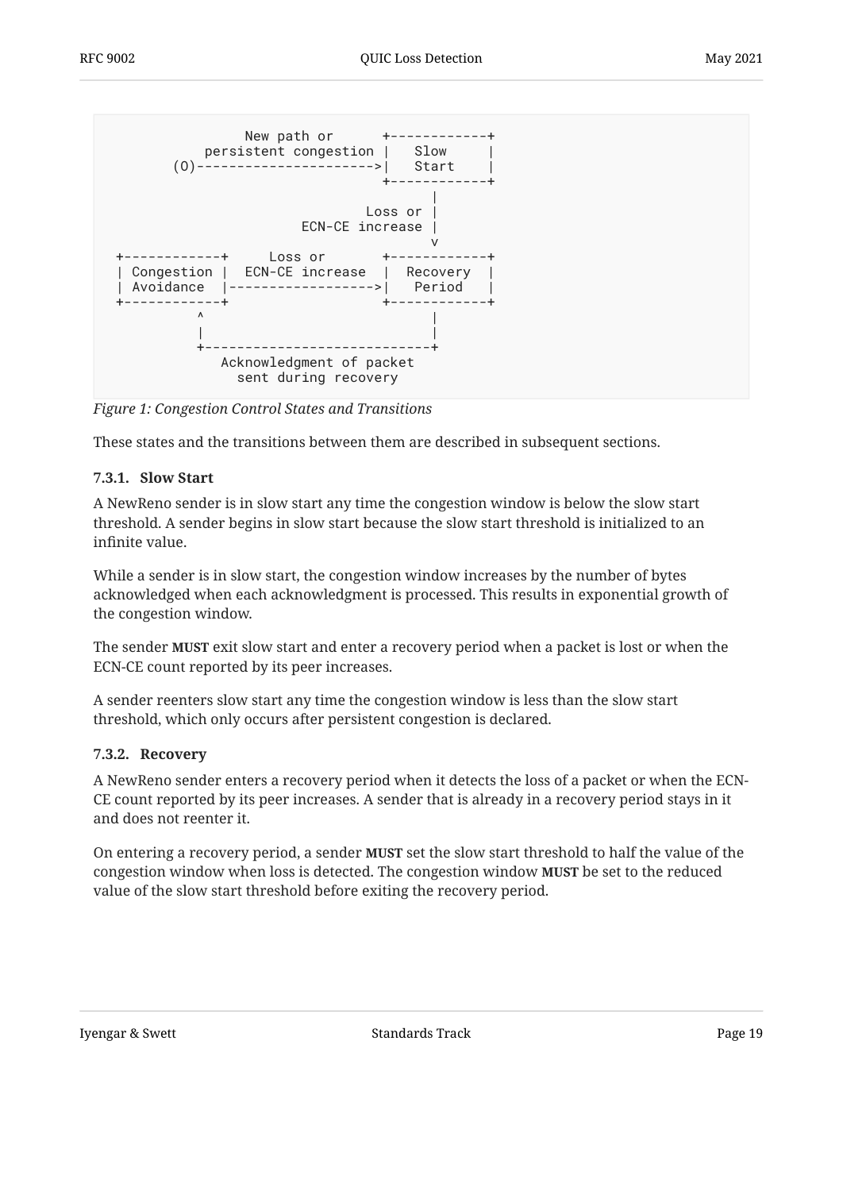```
                 New path or      +------------+
            persistent congestion |   Slow     |
        (O)---------------------->|   Start    |
                                  +------------+
                                        |
                                Loss or |
                        ECN-CE increase |
                                        v
 +------------+     Loss or       +------------+
 | Congestion |  ECN-CE increase  |  Recovery  |
 | Avoidance  |------------------>|   Period   |
 +------------+                   +------------+
           ^                            |
           |                            |
           +----------------------------+
              Acknowledgment of packet
                sent during recovery
```

*Figure 1: Congestion Control States and Transitions*

These states and the transitions between them are described in subsequent sections.

### 7.3.1. Slow Start

A NewReno sender is in slow start any time the congestion window is below the slow start threshold. A sender begins in slow start because the slow start threshold is initialized to an infinite value.

While a sender is in slow start, the congestion window increases by the number of bytes acknowledged when each acknowledgment is processed. This results in exponential growth of the congestion window.

The sender **MUST** exit slow start and enter a recovery period when a packet is lost or when the ECN-CE count reported by its peer increases.

A sender reenters slow start any time the congestion window is less than the slow start threshold, which only occurs after persistent congestion is declared.

### 7.3.2. Recovery

A NewReno sender enters a recovery period when it detects the loss of a packet or when the ECN-CE count reported by its peer increases. A sender that is already in a recovery period stays in it and does not reenter it.

On entering a recovery period, a sender **MUST** set the slow start threshold to half the value of the congestion window when loss is detected. The congestion window **MUST** be set to the reduced value of the slow start threshold before exiting the recovery period.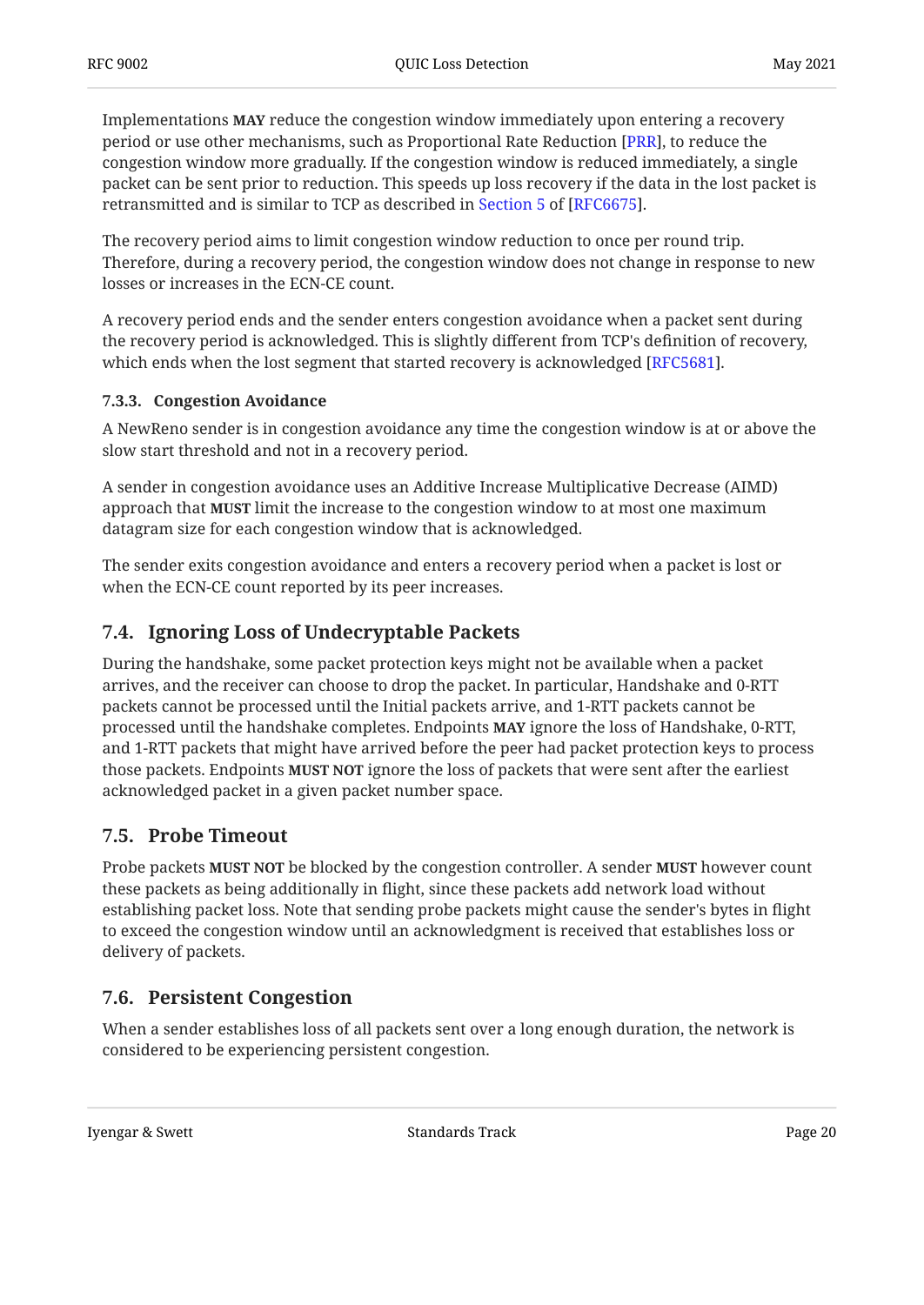Implementations **MAY** reduce the congestion window immediately upon entering a recovery period or use other mechanisms, such as Proportional Rate Reduction [PRR], to reduce the congestion window more gradually. If the congestion window is reduced immediately, a single packet can be sent prior to reduction. This speeds up loss recovery if the data in the lost packet is retransmitted and is similar to TCP as described in Section 5 of [RFC6675].

The recovery period aims to limit congestion window reduction to once per round trip. Therefore, during a recovery period, the congestion window does not change in response to new losses or increases in the ECN-CE count.

A recovery period ends and the sender enters congestion avoidance when a packet sent during the recovery period is acknowledged. This is slightly different from TCP's definition of recovery, which ends when the lost segment that started recovery is acknowledged [RFC5681].

#### 7.3.3. Congestion Avoidance

A NewReno sender is in congestion avoidance any time the congestion window is at or above the slow start threshold and not in a recovery period.

A sender in congestion avoidance uses an Additive Increase Multiplicative Decrease (AIMD) approach that **MUST** limit the increase to the congestion window to at most one maximum datagram size for each congestion window that is acknowledged.

The sender exits congestion avoidance and enters a recovery period when a packet is lost or when the ECN-CE count reported by its peer increases.

### 7.4. Ignoring Loss of Undecryptable Packets

During the handshake, some packet protection keys might not be available when a packet arrives, and the receiver can choose to drop the packet. In particular, Handshake and 0-RTT packets cannot be processed until the Initial packets arrive, and 1-RTT packets cannot be processed until the handshake completes. Endpoints **MAY** ignore the loss of Handshake, 0-RTT, and 1-RTT packets that might have arrived before the peer had packet protection keys to process those packets. Endpoints **MUST NOT** ignore the loss of packets that were sent after the earliest acknowledged packet in a given packet number space.

### 7.5. Probe Timeout

Probe packets **MUST NOT** be blocked by the congestion controller. A sender **MUST** however count these packets as being additionally in flight, since these packets add network load without establishing packet loss. Note that sending probe packets might cause the sender's bytes in flight to exceed the congestion window until an acknowledgment is received that establishes loss or delivery of packets.

### 7.6. Persistent Congestion

When a sender establishes loss of all packets sent over a long enough duration, the network is considered to be experiencing persistent congestion.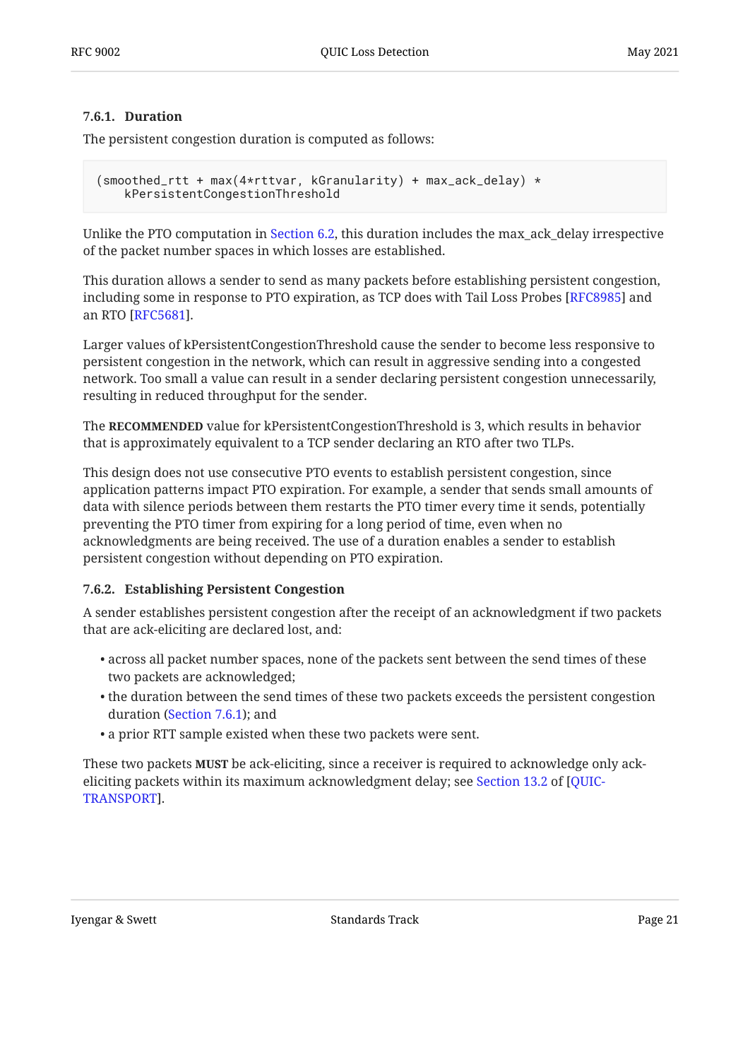#### 7.6.1. Duration

The persistent congestion duration is computed as follows:

```
(smoothed_rtt + max(4*rttvar, kGranularity) + max_ack_delay) *
    kPersistentCongestionThreshold
```

Unlike the PTO computation in Section 6.2, this duration includes the max_ack_delay irrespective of the packet number spaces in which losses are established.

This duration allows a sender to send as many packets before establishing persistent congestion, including some in response to PTO expiration, as TCP does with Tail Loss Probes [RFC8985] and an RTO [RFC5681].

Larger values of kPersistentCongestionThreshold cause the sender to become less responsive to persistent congestion in the network, which can result in aggressive sending into a congested network. Too small a value can result in a sender declaring persistent congestion unnecessarily, resulting in reduced throughput for the sender.

The **RECOMMENDED** value for kPersistentCongestionThreshold is 3, which results in behavior that is approximately equivalent to a TCP sender declaring an RTO after two TLPs.

This design does not use consecutive PTO events to establish persistent congestion, since application patterns impact PTO expiration. For example, a sender that sends small amounts of data with silence periods between them restarts the PTO timer every time it sends, potentially preventing the PTO timer from expiring for a long period of time, even when no acknowledgments are being received. The use of a duration enables a sender to establish persistent congestion without depending on PTO expiration.

#### 7.6.2. Establishing Persistent Congestion

A sender establishes persistent congestion after the receipt of an acknowledgment if two packets that are ack-eliciting are declared lost, and:

- across all packet number spaces, none of the packets sent between the send times of these two packets are acknowledged;
- the duration between the send times of these two packets exceeds the persistent congestion duration (Section 7.6.1); and
- a prior RTT sample existed when these two packets were sent.

These two packets **MUST** be ack-eliciting, since a receiver is required to acknowledge only ack-eliciting packets within its maximum acknowledgment delay; see Section 13.2 of [QUIC-TRANSPORT].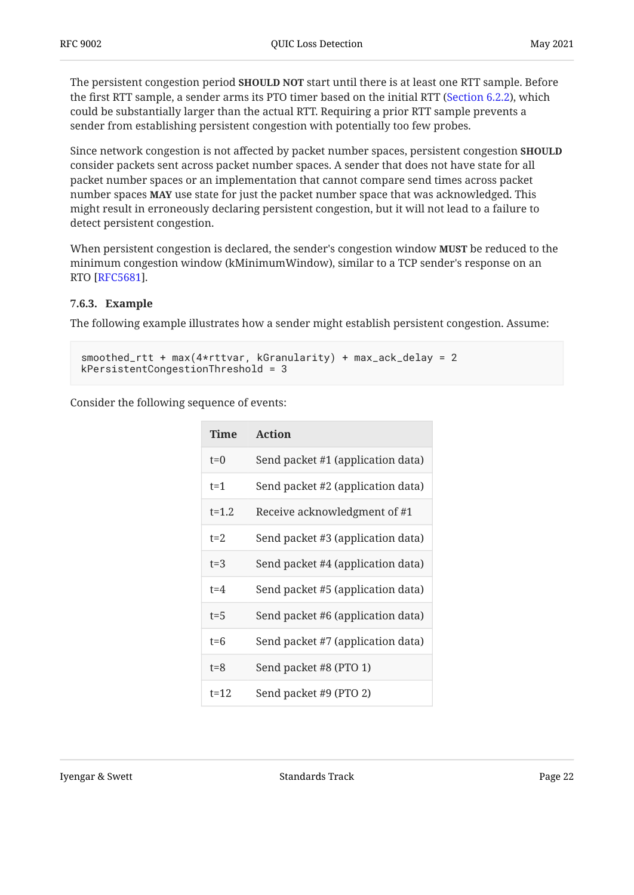The persistent congestion period **SHOULD NOT** start until there is at least one RTT sample. Before the first RTT sample, a sender arms its PTO timer based on the initial RTT (Section 6.2.2), which could be substantially larger than the actual RTT. Requiring a prior RTT sample prevents a sender from establishing persistent congestion with potentially too few probes.

Since network congestion is not affected by packet number spaces, persistent congestion **SHOULD** consider packets sent across packet number spaces. A sender that does not have state for all packet number spaces or an implementation that cannot compare send times across packet number spaces **MAY** use state for just the packet number space that was acknowledged. This might result in erroneously declaring persistent congestion, but it will not lead to a failure to detect persistent congestion.

When persistent congestion is declared, the sender's congestion window **MUST** be reduced to the minimum congestion window (kMinimumWindow), similar to a TCP sender's response on an RTO [RFC5681].

### 7.6.3. Example

The following example illustrates how a sender might establish persistent congestion. Assume:

```
smoothed_rtt + max(4*rttvar, kGranularity) + max_ack_delay = 2
kPersistentCongestionThreshold = 3
```

Consider the following sequence of events:

| Time | Action |
|---|---|
| t=0 | Send packet #1 (application data) |
| t=1 | Send packet #2 (application data) |
| t=1.2 | Receive acknowledgment of #1 |
| t=2 | Send packet #3 (application data) |
| t=3 | Send packet #4 (application data) |
| t=4 | Send packet #5 (application data) |
| t=5 | Send packet #6 (application data) |
| t=6 | Send packet #7 (application data) |
| t=8 | Send packet #8 (PTO 1) |
| t=12 | Send packet #9 (PTO 2) |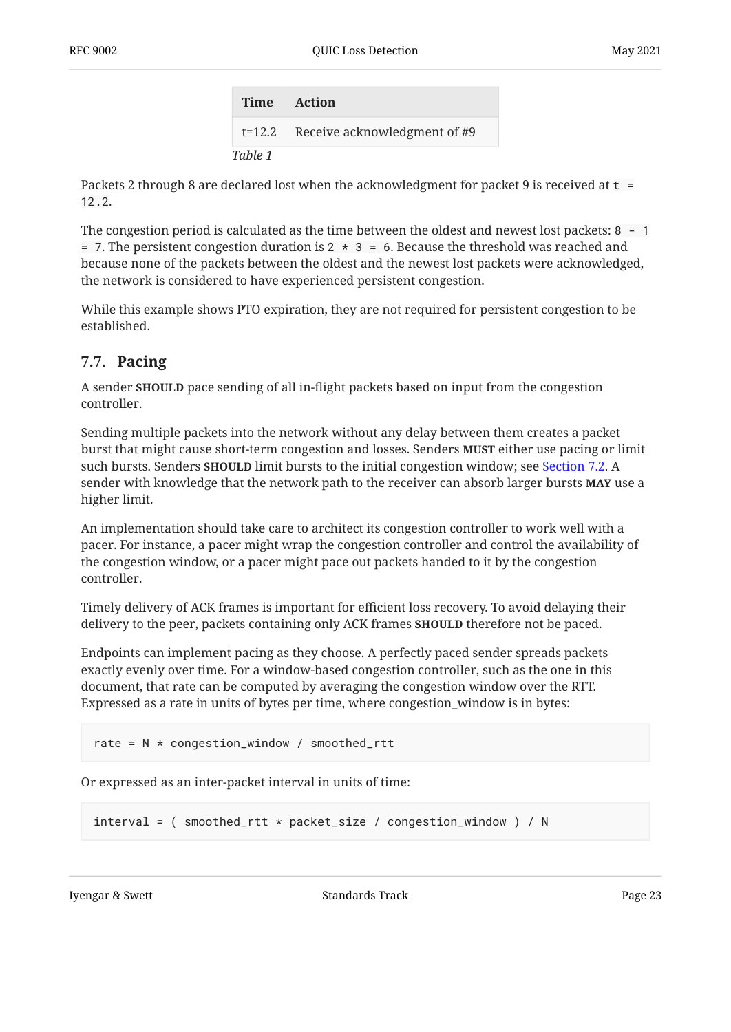| Time | Action |
| --- | --- |
| t=12.2 | Receive acknowledgment of #9 |

*Table 1*

Packets 2 through 8 are declared lost when the acknowledgment for packet 9 is received at `t = 12.2`.

The congestion period is calculated as the time between the oldest and newest lost packets: `8 - 1 = 7`. The persistent congestion duration is `2 * 3 = 6`. Because the threshold was reached and because none of the packets between the oldest and the newest lost packets were acknowledged, the network is considered to have experienced persistent congestion.

While this example shows PTO expiration, they are not required for persistent congestion to be established.

## 7.7. Pacing

A sender **SHOULD** pace sending of all in-flight packets based on input from the congestion controller.

Sending multiple packets into the network without any delay between them creates a packet burst that might cause short-term congestion and losses. Senders **MUST** either use pacing or limit such bursts. Senders **SHOULD** limit bursts to the initial congestion window; see Section 7.2. A sender with knowledge that the network path to the receiver can absorb larger bursts **MAY** use a higher limit.

An implementation should take care to architect its congestion controller to work well with a pacer. For instance, a pacer might wrap the congestion controller and control the availability of the congestion window, or a pacer might pace out packets handed to it by the congestion controller.

Timely delivery of ACK frames is important for efficient loss recovery. To avoid delaying their delivery to the peer, packets containing only ACK frames **SHOULD** therefore not be paced.

Endpoints can implement pacing as they choose. A perfectly paced sender spreads packets exactly evenly over time. For a window-based congestion controller, such as the one in this document, that rate can be computed by averaging the congestion window over the RTT. Expressed as a rate in units of bytes per time, where congestion_window is in bytes:

```
rate = N * congestion_window / smoothed_rtt
```

Or expressed as an inter-packet interval in units of time:

```
interval = ( smoothed_rtt * packet_size / congestion_window ) / N
```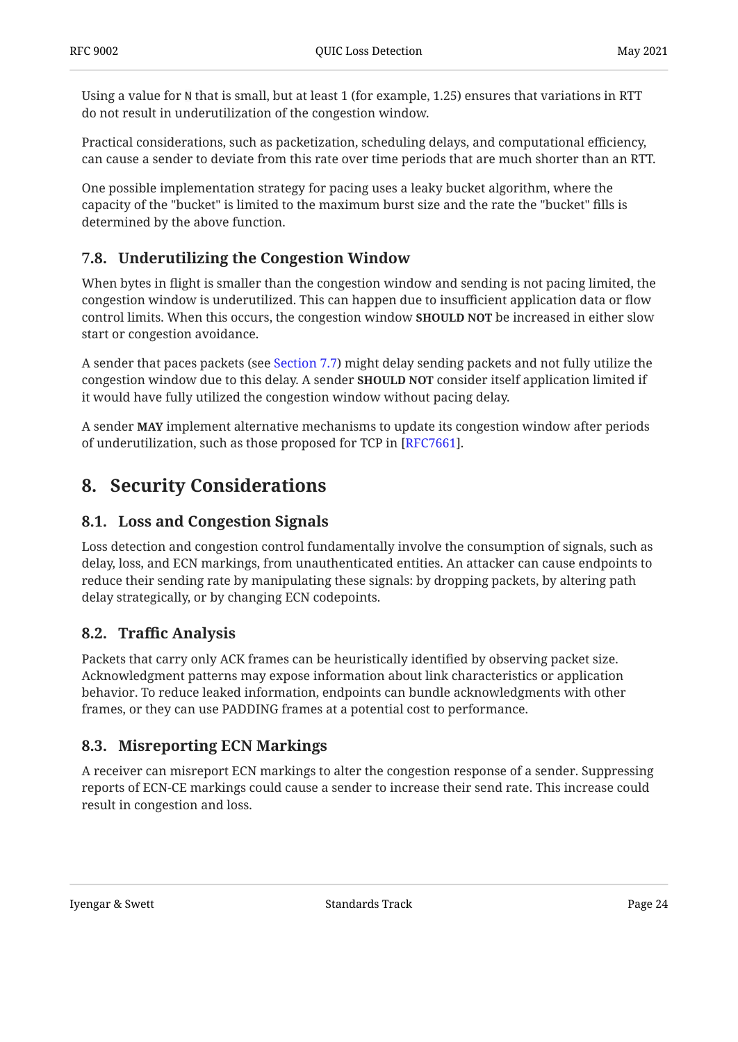Using a value for `N` that is small, but at least 1 (for example, 1.25) ensures that variations in RTT do not result in underutilization of the congestion window.

Practical considerations, such as packetization, scheduling delays, and computational efficiency, can cause a sender to deviate from this rate over time periods that are much shorter than an RTT.

One possible implementation strategy for pacing uses a leaky bucket algorithm, where the capacity of the "bucket" is limited to the maximum burst size and the rate the "bucket" fills is determined by the above function.

### 7.8. Underutilizing the Congestion Window

When bytes in flight is smaller than the congestion window and sending is not pacing limited, the congestion window is underutilized. This can happen due to insufficient application data or flow control limits. When this occurs, the congestion window **SHOULD NOT** be increased in either slow start or congestion avoidance.

A sender that paces packets (see Section 7.7) might delay sending packets and not fully utilize the congestion window due to this delay. A sender **SHOULD NOT** consider itself application limited if it would have fully utilized the congestion window without pacing delay.

A sender **MAY** implement alternative mechanisms to update its congestion window after periods of underutilization, such as those proposed for TCP in [RFC7661].

## 8. Security Considerations

### 8.1. Loss and Congestion Signals

Loss detection and congestion control fundamentally involve the consumption of signals, such as delay, loss, and ECN markings, from unauthenticated entities. An attacker can cause endpoints to reduce their sending rate by manipulating these signals: by dropping packets, by altering path delay strategically, or by changing ECN codepoints.

### 8.2. Traffic Analysis

Packets that carry only ACK frames can be heuristically identified by observing packet size. Acknowledgment patterns may expose information about link characteristics or application behavior. To reduce leaked information, endpoints can bundle acknowledgments with other frames, or they can use PADDING frames at a potential cost to performance.

### 8.3. Misreporting ECN Markings

A receiver can misreport ECN markings to alter the congestion response of a sender. Suppressing reports of ECN-CE markings could cause a sender to increase their send rate. This increase could result in congestion and loss.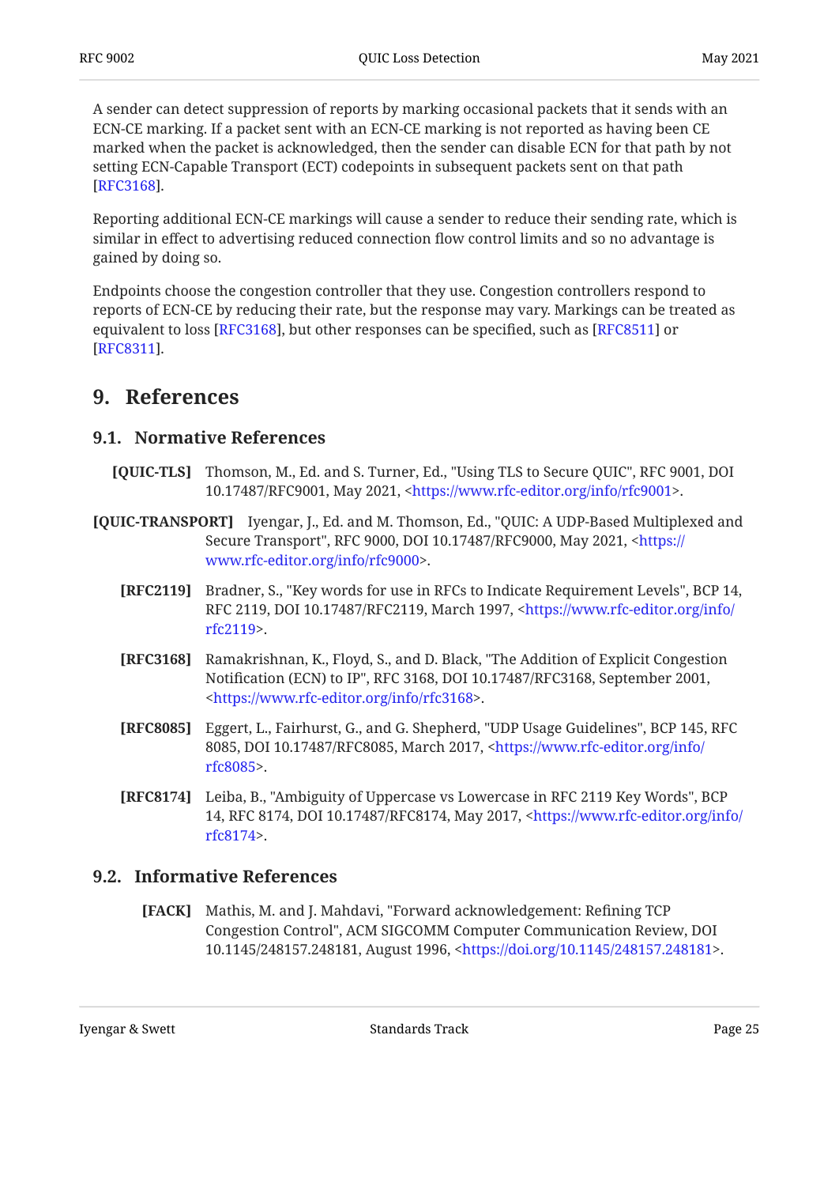A sender can detect suppression of reports by marking occasional packets that it sends with an ECN-CE marking. If a packet sent with an ECN-CE marking is not reported as having been CE marked when the packet is acknowledged, then the sender can disable ECN for that path by not setting ECN-Capable Transport (ECT) codepoints in subsequent packets sent on that path [RFC3168].

Reporting additional ECN-CE markings will cause a sender to reduce their sending rate, which is similar in effect to advertising reduced connection flow control limits and so no advantage is gained by doing so.

Endpoints choose the congestion controller that they use. Congestion controllers respond to reports of ECN-CE by reducing their rate, but the response may vary. Markings can be treated as equivalent to loss [RFC3168], but other responses can be specified, such as [RFC8511] or [RFC8311].

# 9. References

## 9.1. Normative References

**[QUIC-TLS]** Thomson, M., Ed. and S. Turner, Ed., "Using TLS to Secure QUIC", RFC 9001, DOI 10.17487/RFC9001, May 2021, <https://www.rfc-editor.org/info/rfc9001>.

**[QUIC-TRANSPORT]** Iyengar, J., Ed. and M. Thomson, Ed., "QUIC: A UDP-Based Multiplexed and Secure Transport", RFC 9000, DOI 10.17487/RFC9000, May 2021, <https://www.rfc-editor.org/info/rfc9000>.

**[RFC2119]** Bradner, S., "Key words for use in RFCs to Indicate Requirement Levels", BCP 14, RFC 2119, DOI 10.17487/RFC2119, March 1997, <https://www.rfc-editor.org/info/rfc2119>.

**[RFC3168]** Ramakrishnan, K., Floyd, S., and D. Black, "The Addition of Explicit Congestion Notification (ECN) to IP", RFC 3168, DOI 10.17487/RFC3168, September 2001, <https://www.rfc-editor.org/info/rfc3168>.

**[RFC8085]** Eggert, L., Fairhurst, G., and G. Shepherd, "UDP Usage Guidelines", BCP 145, RFC 8085, DOI 10.17487/RFC8085, March 2017, <https://www.rfc-editor.org/info/rfc8085>.

**[RFC8174]** Leiba, B., "Ambiguity of Uppercase vs Lowercase in RFC 2119 Key Words", BCP 14, RFC 8174, DOI 10.17487/RFC8174, May 2017, <https://www.rfc-editor.org/info/rfc8174>.

## 9.2. Informative References

**[FACK]** Mathis, M. and J. Mahdavi, "Forward acknowledgement: Refining TCP Congestion Control", ACM SIGCOMM Computer Communication Review, DOI 10.1145/248157.248181, August 1996, <https://doi.org/10.1145/248157.248181>.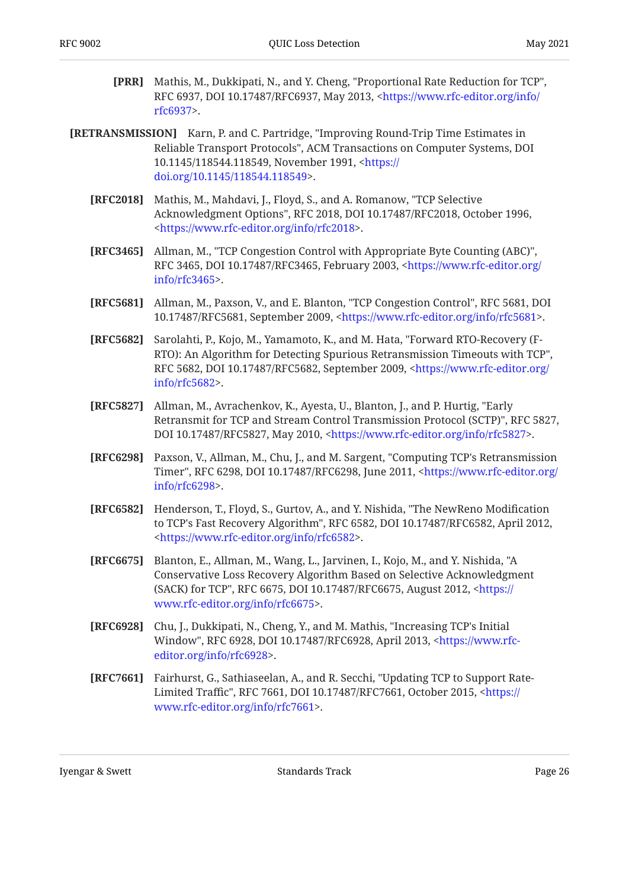**[PRR]** Mathis, M., Dukkipati, N., and Y. Cheng, "Proportional Rate Reduction for TCP", RFC 6937, DOI 10.17487/RFC6937, May 2013, <https://www.rfc-editor.org/info/rfc6937>.

**[RETRANSMISSION]** Karn, P. and C. Partridge, "Improving Round-Trip Time Estimates in Reliable Transport Protocols", ACM Transactions on Computer Systems, DOI 10.1145/118544.118549, November 1991, <https://doi.org/10.1145/118544.118549>.

**[RFC2018]** Mathis, M., Mahdavi, J., Floyd, S., and A. Romanow, "TCP Selective Acknowledgment Options", RFC 2018, DOI 10.17487/RFC2018, October 1996, <https://www.rfc-editor.org/info/rfc2018>.

**[RFC3465]** Allman, M., "TCP Congestion Control with Appropriate Byte Counting (ABC)", RFC 3465, DOI 10.17487/RFC3465, February 2003, <https://www.rfc-editor.org/info/rfc3465>.

**[RFC5681]** Allman, M., Paxson, V., and E. Blanton, "TCP Congestion Control", RFC 5681, DOI 10.17487/RFC5681, September 2009, <https://www.rfc-editor.org/info/rfc5681>.

**[RFC5682]** Sarolahti, P., Kojo, M., Yamamoto, K., and M. Hata, "Forward RTO-Recovery (F-RTO): An Algorithm for Detecting Spurious Retransmission Timeouts with TCP", RFC 5682, DOI 10.17487/RFC5682, September 2009, <https://www.rfc-editor.org/info/rfc5682>.

**[RFC5827]** Allman, M., Avrachenkov, K., Ayesta, U., Blanton, J., and P. Hurtig, "Early Retransmit for TCP and Stream Control Transmission Protocol (SCTP)", RFC 5827, DOI 10.17487/RFC5827, May 2010, <https://www.rfc-editor.org/info/rfc5827>.

**[RFC6298]** Paxson, V., Allman, M., Chu, J., and M. Sargent, "Computing TCP's Retransmission Timer", RFC 6298, DOI 10.17487/RFC6298, June 2011, <https://www.rfc-editor.org/info/rfc6298>.

**[RFC6582]** Henderson, T., Floyd, S., Gurtov, A., and Y. Nishida, "The NewReno Modification to TCP's Fast Recovery Algorithm", RFC 6582, DOI 10.17487/RFC6582, April 2012, <https://www.rfc-editor.org/info/rfc6582>.

**[RFC6675]** Blanton, E., Allman, M., Wang, L., Jarvinen, I., Kojo, M., and Y. Nishida, "A Conservative Loss Recovery Algorithm Based on Selective Acknowledgment (SACK) for TCP", RFC 6675, DOI 10.17487/RFC6675, August 2012, <https://www.rfc-editor.org/info/rfc6675>.

**[RFC6928]** Chu, J., Dukkipati, N., Cheng, Y., and M. Mathis, "Increasing TCP's Initial Window", RFC 6928, DOI 10.17487/RFC6928, April 2013, <https://www.rfc-editor.org/info/rfc6928>.

**[RFC7661]** Fairhurst, G., Sathiaseelan, A., and R. Secchi, "Updating TCP to Support Rate-Limited Traffic", RFC 7661, DOI 10.17487/RFC7661, October 2015, <https://www.rfc-editor.org/info/rfc7661>.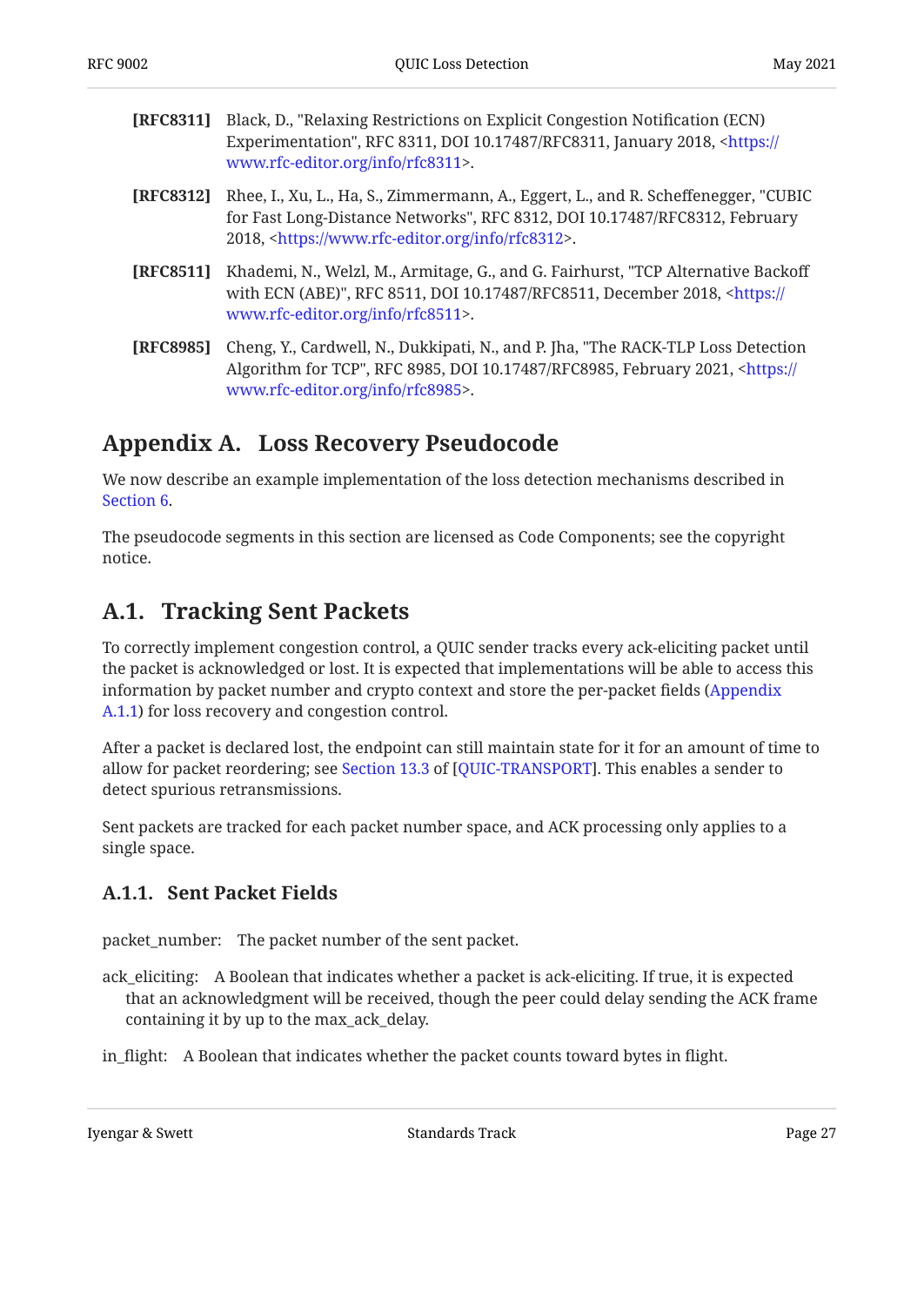**[RFC8311]** Black, D., "Relaxing Restrictions on Explicit Congestion Notification (ECN) Experimentation", RFC 8311, DOI 10.17487/RFC8311, January 2018, <https://www.rfc-editor.org/info/rfc8311>.

**[RFC8312]** Rhee, I., Xu, L., Ha, S., Zimmermann, A., Eggert, L., and R. Scheffenegger, "CUBIC for Fast Long-Distance Networks", RFC 8312, DOI 10.17487/RFC8312, February 2018, <https://www.rfc-editor.org/info/rfc8312>.

**[RFC8511]** Khademi, N., Welzl, M., Armitage, G., and G. Fairhurst, "TCP Alternative Backoff with ECN (ABE)", RFC 8511, DOI 10.17487/RFC8511, December 2018, <https://www.rfc-editor.org/info/rfc8511>.

**[RFC8985]** Cheng, Y., Cardwell, N., Dukkipati, N., and P. Jha, "The RACK-TLP Loss Detection Algorithm for TCP", RFC 8985, DOI 10.17487/RFC8985, February 2021, <https://www.rfc-editor.org/info/rfc8985>.

# Appendix A. Loss Recovery Pseudocode

We now describe an example implementation of the loss detection mechanisms described in Section 6.

The pseudocode segments in this section are licensed as Code Components; see the copyright notice.

## A.1. Tracking Sent Packets

To correctly implement congestion control, a QUIC sender tracks every ack-eliciting packet until the packet is acknowledged or lost. It is expected that implementations will be able to access this information by packet number and crypto context and store the per-packet fields (Appendix A.1.1) for loss recovery and congestion control.

After a packet is declared lost, the endpoint can still maintain state for it for an amount of time to allow for packet reordering; see Section 13.3 of [QUIC-TRANSPORT]. This enables a sender to detect spurious retransmissions.

Sent packets are tracked for each packet number space, and ACK processing only applies to a single space.

### A.1.1. Sent Packet Fields

packet_number: The packet number of the sent packet.

ack_eliciting: A Boolean that indicates whether a packet is ack-eliciting. If true, it is expected that an acknowledgment will be received, though the peer could delay sending the ACK frame containing it by up to the max_ack_delay.

in_flight: A Boolean that indicates whether the packet counts toward bytes in flight.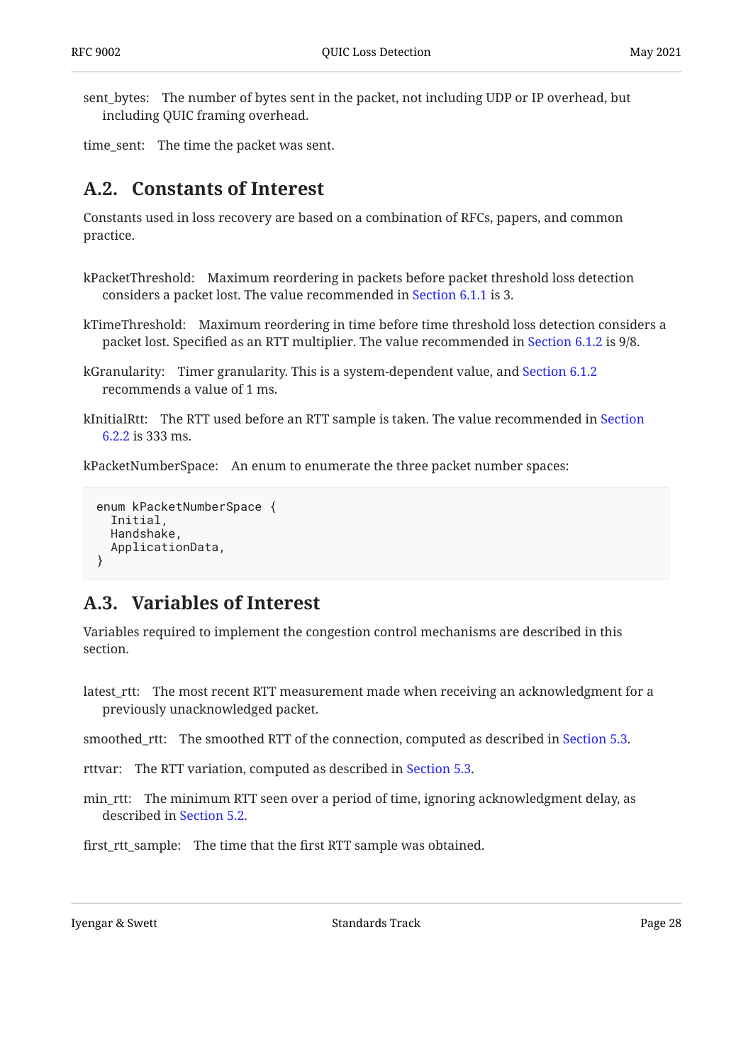sent_bytes: The number of bytes sent in the packet, not including UDP or IP overhead, but including QUIC framing overhead.

time_sent: The time the packet was sent.

## A.2. Constants of Interest

Constants used in loss recovery are based on a combination of RFCs, papers, and common practice.

kPacketThreshold: Maximum reordering in packets before packet threshold loss detection considers a packet lost. The value recommended in Section 6.1.1 is 3.

kTimeThreshold: Maximum reordering in time before time threshold loss detection considers a packet lost. Specified as an RTT multiplier. The value recommended in Section 6.1.2 is 9/8.

kGranularity: Timer granularity. This is a system-dependent value, and Section 6.1.2 recommends a value of 1 ms.

kInitialRtt: The RTT used before an RTT sample is taken. The value recommended in Section 6.2.2 is 333 ms.

kPacketNumberSpace: An enum to enumerate the three packet number spaces:

```
enum kPacketNumberSpace {
  Initial,
  Handshake,
  ApplicationData,
}
```

## A.3. Variables of Interest

Variables required to implement the congestion control mechanisms are described in this section.

latest_rtt: The most recent RTT measurement made when receiving an acknowledgment for a previously unacknowledged packet.

smoothed_rtt: The smoothed RTT of the connection, computed as described in Section 5.3.

rttvar: The RTT variation, computed as described in Section 5.3.

min_rtt: The minimum RTT seen over a period of time, ignoring acknowledgment delay, as described in Section 5.2.

first_rtt_sample: The time that the first RTT sample was obtained.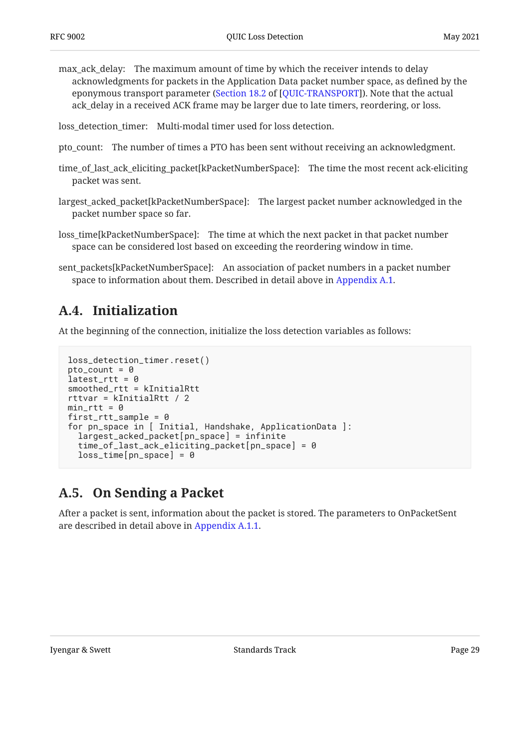max_ack_delay: The maximum amount of time by which the receiver intends to delay acknowledgments for packets in the Application Data packet number space, as defined by the eponymous transport parameter (Section 18.2 of [QUIC-TRANSPORT]). Note that the actual ack_delay in a received ACK frame may be larger due to late timers, reordering, or loss.

loss_detection_timer: Multi-modal timer used for loss detection.

pto_count: The number of times a PTO has been sent without receiving an acknowledgment.

time_of_last_ack_eliciting_packet[kPacketNumberSpace]: The time the most recent ack-eliciting packet was sent.

largest_acked_packet[kPacketNumberSpace]: The largest packet number acknowledged in the packet number space so far.

loss_time[kPacketNumberSpace]: The time at which the next packet in that packet number space can be considered lost based on exceeding the reordering window in time.

sent_packets[kPacketNumberSpace]: An association of packet numbers in a packet number space to information about them. Described in detail above in Appendix A.1.

## A.4. Initialization

At the beginning of the connection, initialize the loss detection variables as follows:

```
loss_detection_timer.reset()
pto_count = 0
latest_rtt = 0
smoothed_rtt = kInitialRtt
rttvar = kInitialRtt / 2
min_rtt = 0
first_rtt_sample = 0
for pn_space in [ Initial, Handshake, ApplicationData ]:
  largest_acked_packet[pn_space] = infinite
  time_of_last_ack_eliciting_packet[pn_space] = 0
  loss_time[pn_space] = 0
```

## A.5. On Sending a Packet

After a packet is sent, information about the packet is stored. The parameters to OnPacketSent are described in detail above in Appendix A.1.1.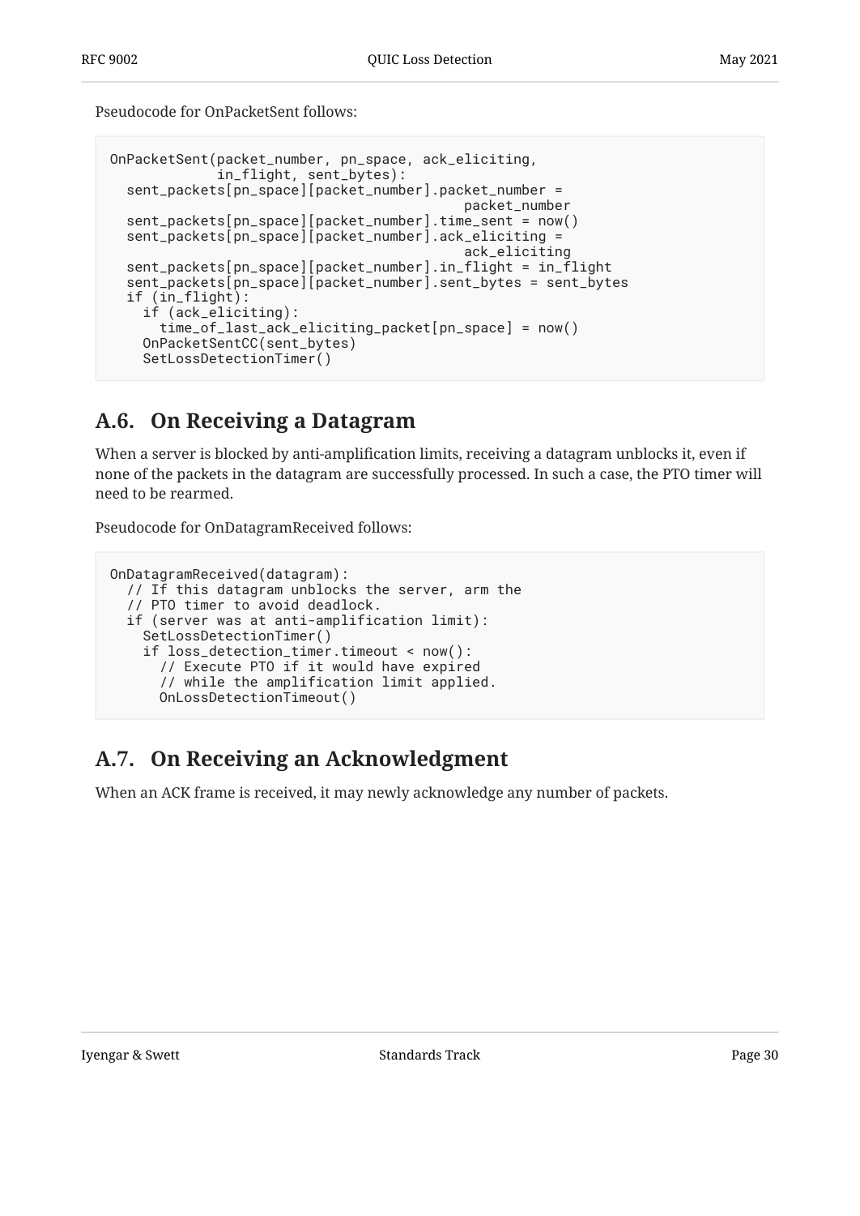Pseudocode for OnPacketSent follows:

```
OnPacketSent(packet_number, pn_space, ack_eliciting,
             in_flight, sent_bytes):
  sent_packets[pn_space][packet_number].packet_number =
                                           packet_number
  sent_packets[pn_space][packet_number].time_sent = now()
  sent_packets[pn_space][packet_number].ack_eliciting =
                                           ack_eliciting
  sent_packets[pn_space][packet_number].in_flight = in_flight
  sent_packets[pn_space][packet_number].sent_bytes = sent_bytes
  if (in_flight):
    if (ack_eliciting):
      time_of_last_ack_eliciting_packet[pn_space] = now()
    OnPacketSentCC(sent_bytes)
    SetLossDetectionTimer()
```

## A.6. On Receiving a Datagram

When a server is blocked by anti-amplification limits, receiving a datagram unblocks it, even if none of the packets in the datagram are successfully processed. In such a case, the PTO timer will need to be rearmed.

Pseudocode for OnDatagramReceived follows:

```
OnDatagramReceived(datagram):
  // If this datagram unblocks the server, arm the
  // PTO timer to avoid deadlock.
  if (server was at anti-amplification limit):
    SetLossDetectionTimer()
    if loss_detection_timer.timeout < now():
      // Execute PTO if it would have expired
      // while the amplification limit applied.
      OnLossDetectionTimeout()
```

## A.7. On Receiving an Acknowledgment

When an ACK frame is received, it may newly acknowledge any number of packets.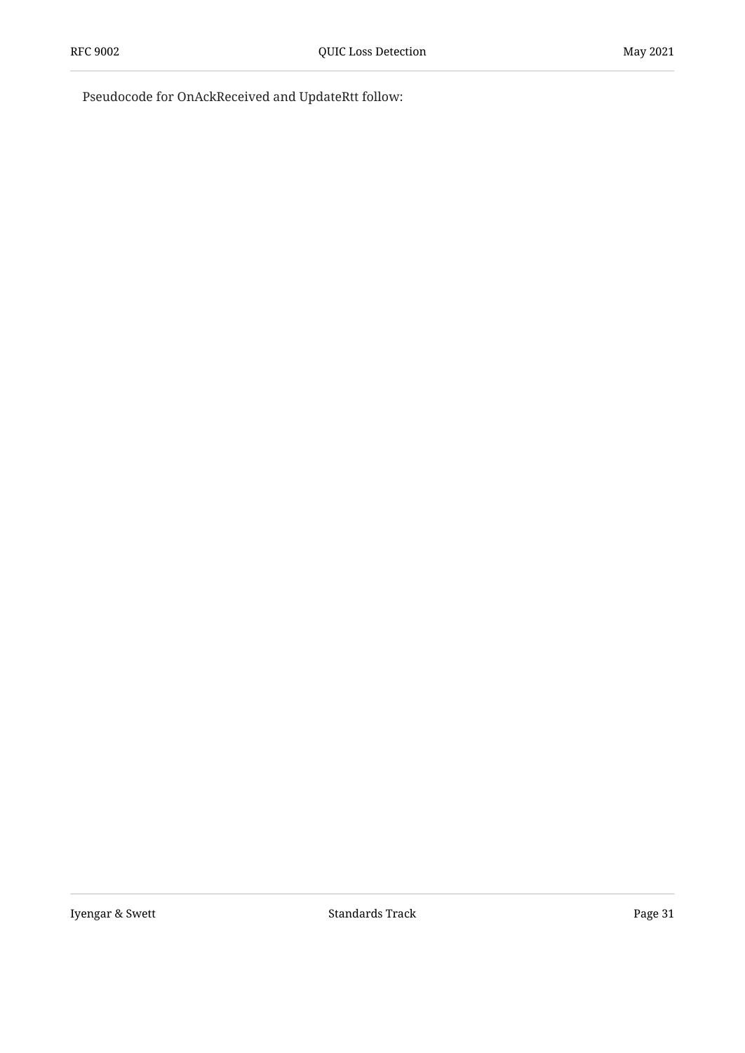Pseudocode for OnAckReceived and UpdateRtt follow: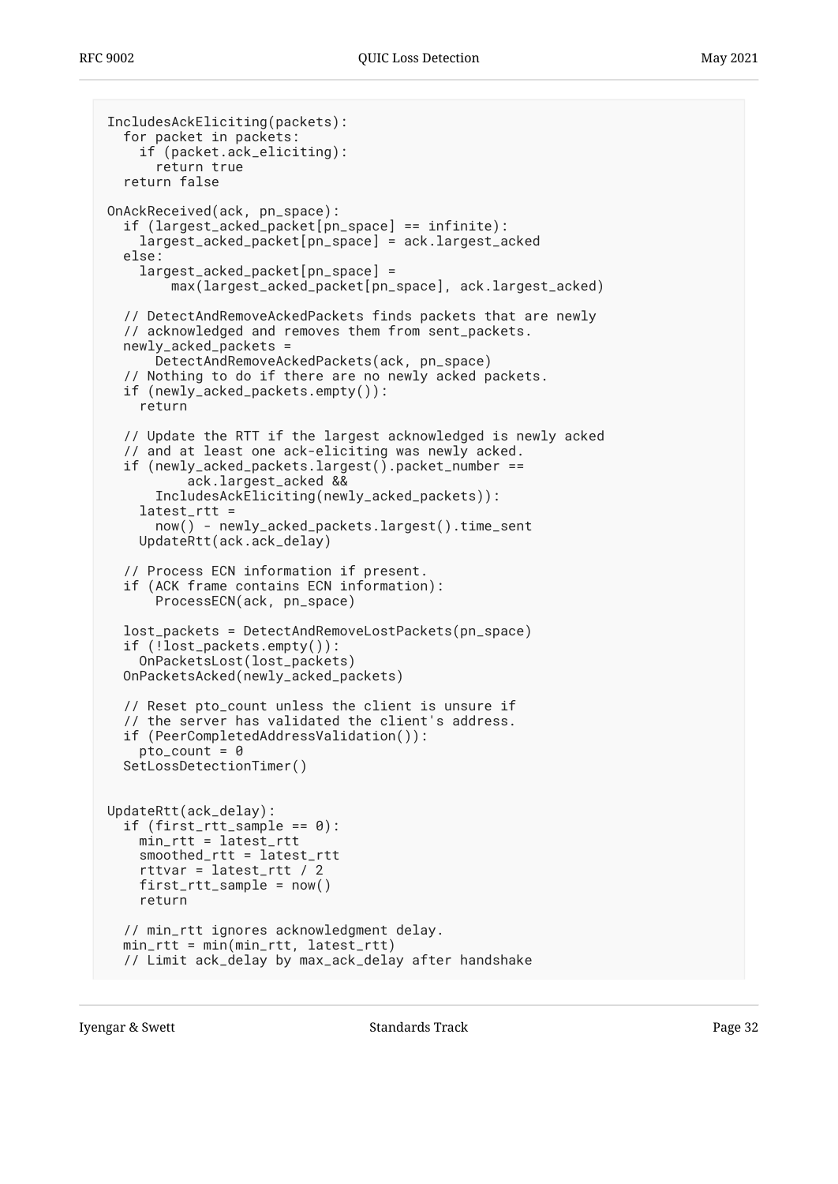```
IncludesAckEliciting(packets):
  for packet in packets:
    if (packet.ack_eliciting):
      return true
  return false

OnAckReceived(ack, pn_space):
  if (largest_acked_packet[pn_space] == infinite):
    largest_acked_packet[pn_space] = ack.largest_acked
  else:
    largest_acked_packet[pn_space] =
        max(largest_acked_packet[pn_space], ack.largest_acked)

  // DetectAndRemoveAckedPackets finds packets that are newly
  // acknowledged and removes them from sent_packets.
  newly_acked_packets =
      DetectAndRemoveAckedPackets(ack, pn_space)
  // Nothing to do if there are no newly acked packets.
  if (newly_acked_packets.empty()):
    return

  // Update the RTT if the largest acknowledged is newly acked
  // and at least one ack-eliciting was newly acked.
  if (newly_acked_packets.largest().packet_number ==
          ack.largest_acked &&
      IncludesAckEliciting(newly_acked_packets)):
    latest_rtt =
      now() - newly_acked_packets.largest().time_sent
    UpdateRtt(ack.ack_delay)

  // Process ECN information if present.
  if (ACK frame contains ECN information):
      ProcessECN(ack, pn_space)

  lost_packets = DetectAndRemoveLostPackets(pn_space)
  if (!lost_packets.empty()):
    OnPacketsLost(lost_packets)
  OnPacketsAcked(newly_acked_packets)

  // Reset pto_count unless the client is unsure if
  // the server has validated the client's address.
  if (PeerCompletedAddressValidation()):
    pto_count = 0
  SetLossDetectionTimer()


UpdateRtt(ack_delay):
  if (first_rtt_sample == 0):
    min_rtt = latest_rtt
    smoothed_rtt = latest_rtt
    rttvar = latest_rtt / 2
    first_rtt_sample = now()
    return

  // min_rtt ignores acknowledgment delay.
  min_rtt = min(min_rtt, latest_rtt)
  // Limit ack_delay by max_ack_delay after handshake
```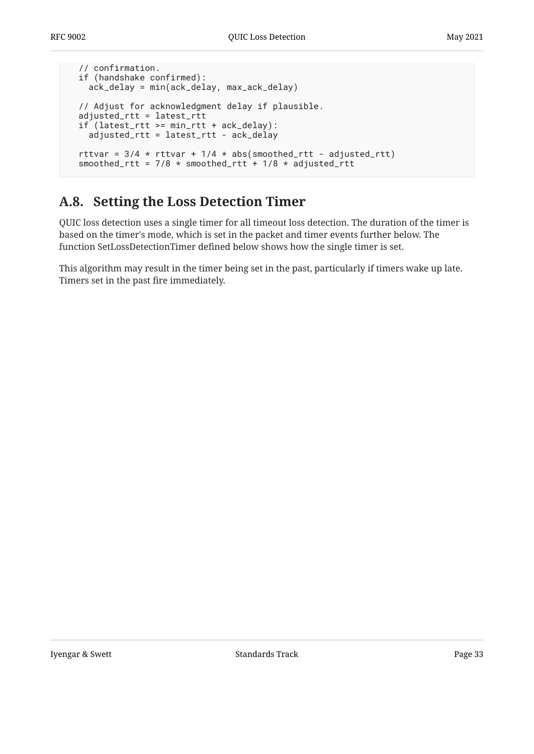```
// confirmation.
if (handshake confirmed):
  ack_delay = min(ack_delay, max_ack_delay)

// Adjust for acknowledgment delay if plausible.
adjusted_rtt = latest_rtt
if (latest_rtt >= min_rtt + ack_delay):
  adjusted_rtt = latest_rtt - ack_delay

rttvar = 3/4 * rttvar + 1/4 * abs(smoothed_rtt - adjusted_rtt)
smoothed_rtt = 7/8 * smoothed_rtt + 1/8 * adjusted_rtt
```

## A.8. Setting the Loss Detection Timer

QUIC loss detection uses a single timer for all timeout loss detection. The duration of the timer is based on the timer's mode, which is set in the packet and timer events further below. The function SetLossDetectionTimer defined below shows how the single timer is set.

This algorithm may result in the timer being set in the past, particularly if timers wake up late. Timers set in the past fire immediately.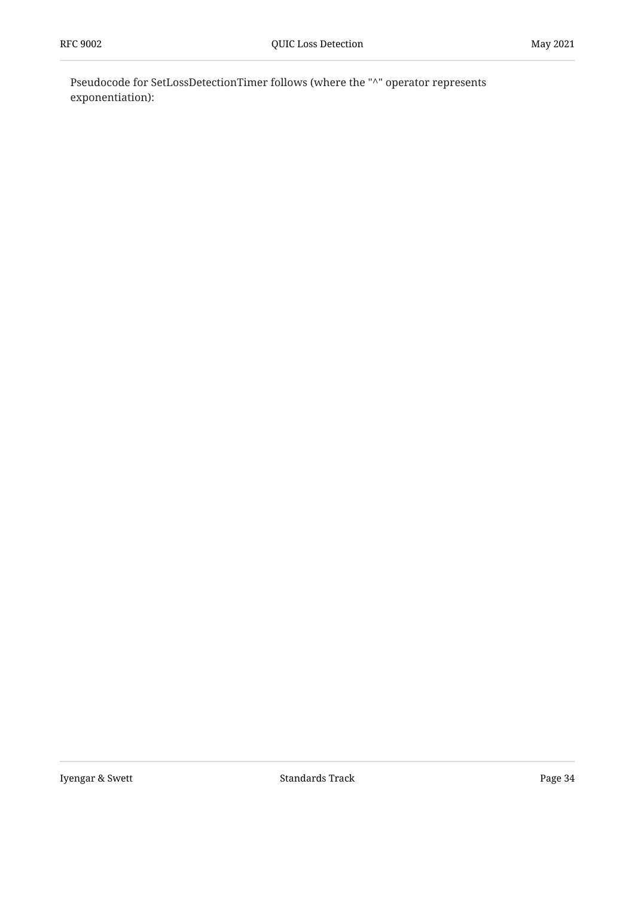Pseudocode for SetLossDetectionTimer follows (where the "^" operator represents exponentiation):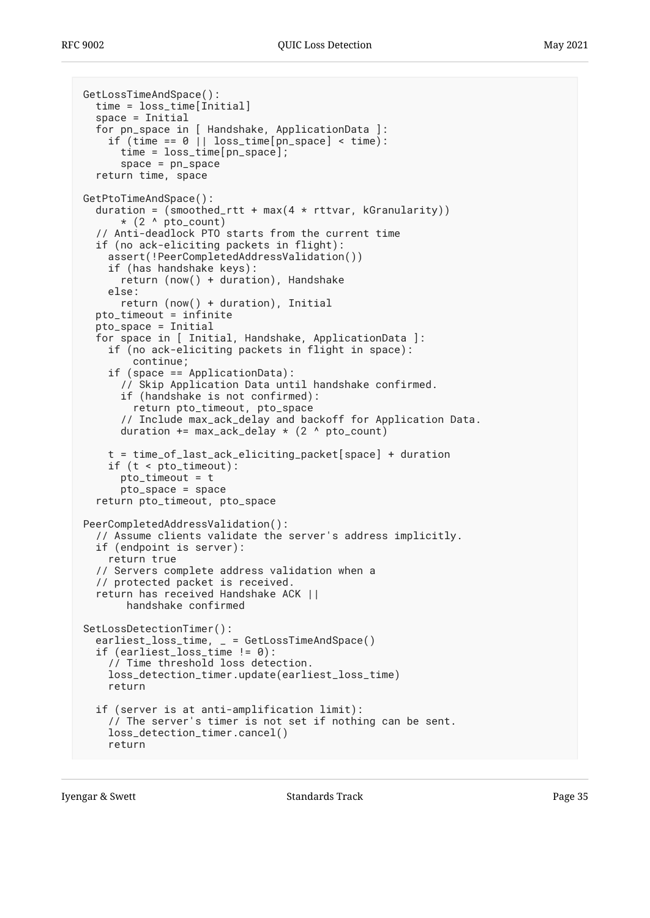```
GetLossTimeAndSpace():
  time = loss_time[Initial]
  space = Initial
  for pn_space in [ Handshake, ApplicationData ]:
    if (time == 0 || loss_time[pn_space] < time):
      time = loss_time[pn_space];
      space = pn_space
  return time, space

GetPtoTimeAndSpace():
  duration = (smoothed_rtt + max(4 * rttvar, kGranularity))
      * (2 ^ pto_count)
  // Anti-deadlock PTO starts from the current time
  if (no ack-eliciting packets in flight):
    assert(!PeerCompletedAddressValidation())
    if (has handshake keys):
      return (now() + duration), Handshake
    else:
      return (now() + duration), Initial
  pto_timeout = infinite
  pto_space = Initial
  for space in [ Initial, Handshake, ApplicationData ]:
    if (no ack-eliciting packets in flight in space):
        continue;
    if (space == ApplicationData):
      // Skip Application Data until handshake confirmed.
      if (handshake is not confirmed):
        return pto_timeout, pto_space
      // Include max_ack_delay and backoff for Application Data.
      duration += max_ack_delay * (2 ^ pto_count)

    t = time_of_last_ack_eliciting_packet[space] + duration
    if (t < pto_timeout):
      pto_timeout = t
      pto_space = space
  return pto_timeout, pto_space

PeerCompletedAddressValidation():
  // Assume clients validate the server's address implicitly.
  if (endpoint is server):
    return true
  // Servers complete address validation when a
  // protected packet is received.
  return has received Handshake ACK ||
       handshake confirmed

SetLossDetectionTimer():
  earliest_loss_time, _ = GetLossTimeAndSpace()
  if (earliest_loss_time != 0):
    // Time threshold loss detection.
    loss_detection_timer.update(earliest_loss_time)
    return

  if (server is at anti-amplification limit):
    // The server's timer is not set if nothing can be sent.
    loss_detection_timer.cancel()
    return
```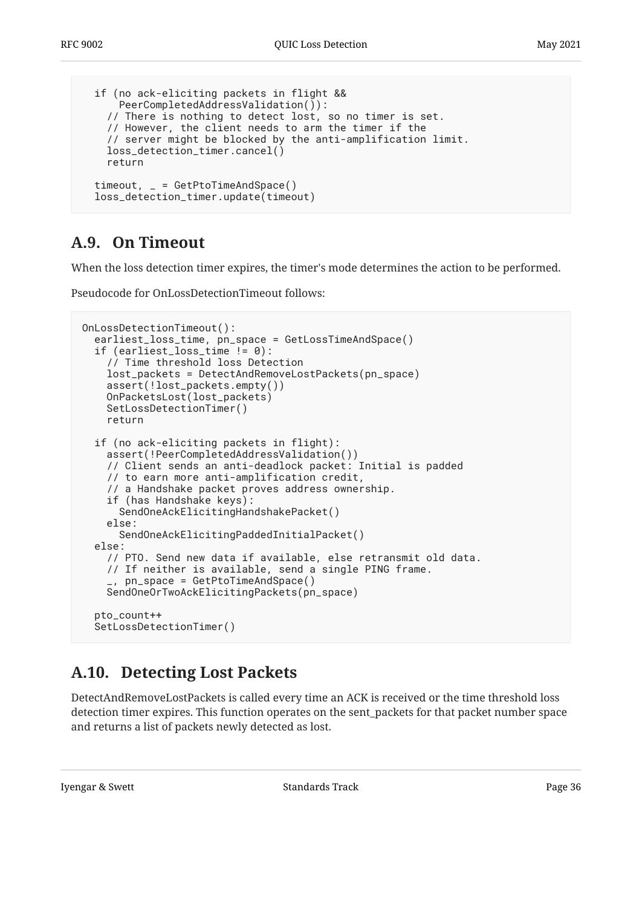```
  if (no ack-eliciting packets in flight &&
      PeerCompletedAddressValidation()):
    // There is nothing to detect lost, so no timer is set.
    // However, the client needs to arm the timer if the
    // server might be blocked by the anti-amplification limit.
    loss_detection_timer.cancel()
    return

  timeout, _ = GetPtoTimeAndSpace()
  loss_detection_timer.update(timeout)
```

## A.9. On Timeout

When the loss detection timer expires, the timer's mode determines the action to be performed.

Pseudocode for OnLossDetectionTimeout follows:

```
OnLossDetectionTimeout():
  earliest_loss_time, pn_space = GetLossTimeAndSpace()
  if (earliest_loss_time != 0):
    // Time threshold loss Detection
    lost_packets = DetectAndRemoveLostPackets(pn_space)
    assert(!lost_packets.empty())
    OnPacketsLost(lost_packets)
    SetLossDetectionTimer()
    return

  if (no ack-eliciting packets in flight):
    assert(!PeerCompletedAddressValidation())
    // Client sends an anti-deadlock packet: Initial is padded
    // to earn more anti-amplification credit,
    // a Handshake packet proves address ownership.
    if (has Handshake keys):
      SendOneAckElicitingHandshakePacket()
    else:
      SendOneAckElicitingPaddedInitialPacket()
  else:
    // PTO. Send new data if available, else retransmit old data.
    // If neither is available, send a single PING frame.
    _, pn_space = GetPtoTimeAndSpace()
    SendOneOrTwoAckElicitingPackets(pn_space)

  pto_count++
  SetLossDetectionTimer()
```

## A.10. Detecting Lost Packets

DetectAndRemoveLostPackets is called every time an ACK is received or the time threshold loss detection timer expires. This function operates on the sent_packets for that packet number space and returns a list of packets newly detected as lost.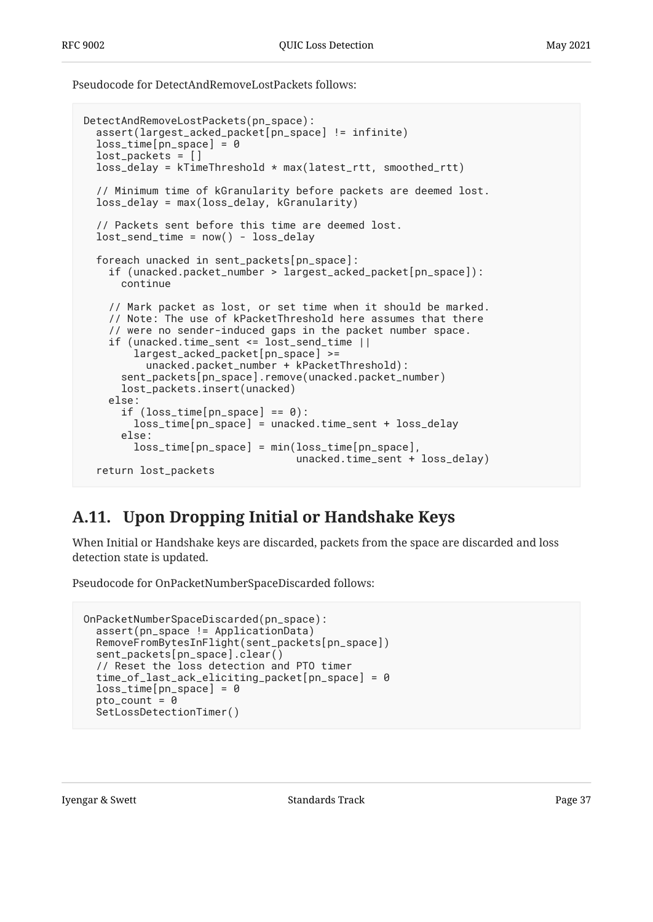Pseudocode for DetectAndRemoveLostPackets follows:

```
DetectAndRemoveLostPackets(pn_space):
  assert(largest_acked_packet[pn_space] != infinite)
  loss_time[pn_space] = 0
  lost_packets = []
  loss_delay = kTimeThreshold * max(latest_rtt, smoothed_rtt)

  // Minimum time of kGranularity before packets are deemed lost.
  loss_delay = max(loss_delay, kGranularity)

  // Packets sent before this time are deemed lost.
  lost_send_time = now() - loss_delay

  foreach unacked in sent_packets[pn_space]:
    if (unacked.packet_number > largest_acked_packet[pn_space]):
      continue

    // Mark packet as lost, or set time when it should be marked.
    // Note: The use of kPacketThreshold here assumes that there
    // were no sender-induced gaps in the packet number space.
    if (unacked.time_sent <= lost_send_time ||
        largest_acked_packet[pn_space] >=
          unacked.packet_number + kPacketThreshold):
      sent_packets[pn_space].remove(unacked.packet_number)
      lost_packets.insert(unacked)
    else:
      if (loss_time[pn_space] == 0):
        loss_time[pn_space] = unacked.time_sent + loss_delay
      else:
        loss_time[pn_space] = min(loss_time[pn_space],
                                  unacked.time_sent + loss_delay)
  return lost_packets
```

## A.11. Upon Dropping Initial or Handshake Keys

When Initial or Handshake keys are discarded, packets from the space are discarded and loss detection state is updated.

Pseudocode for OnPacketNumberSpaceDiscarded follows:

```
OnPacketNumberSpaceDiscarded(pn_space):
  assert(pn_space != ApplicationData)
  RemoveFromBytesInFlight(sent_packets[pn_space])
  sent_packets[pn_space].clear()
  // Reset the loss detection and PTO timer
  time_of_last_ack_eliciting_packet[pn_space] = 0
  loss_time[pn_space] = 0
  pto_count = 0
  SetLossDetectionTimer()
```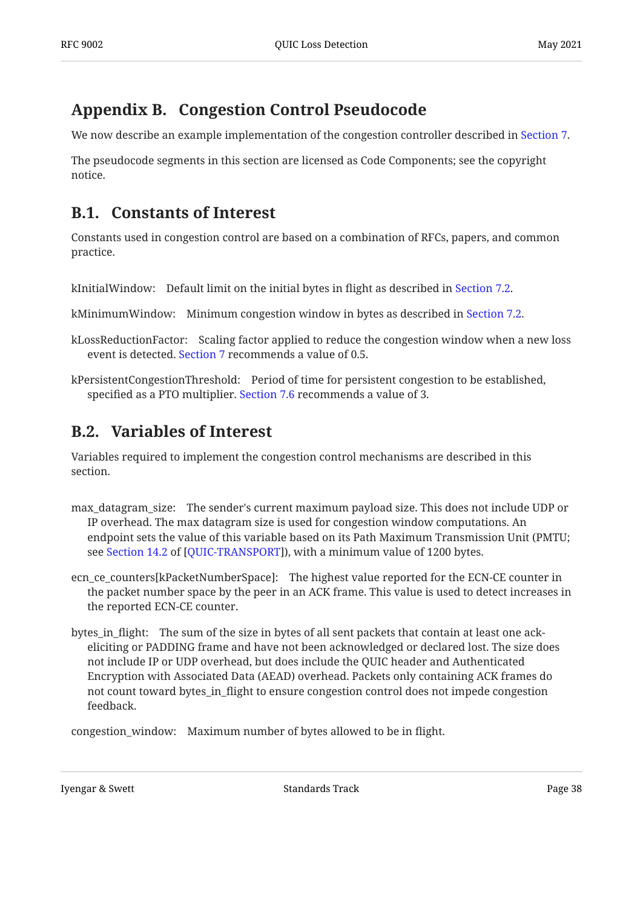# Appendix B. Congestion Control Pseudocode

We now describe an example implementation of the congestion controller described in Section 7.

The pseudocode segments in this section are licensed as Code Components; see the copyright notice.

## B.1. Constants of Interest

Constants used in congestion control are based on a combination of RFCs, papers, and common practice.

kInitialWindow: Default limit on the initial bytes in flight as described in Section 7.2.

kMinimumWindow: Minimum congestion window in bytes as described in Section 7.2.

kLossReductionFactor: Scaling factor applied to reduce the congestion window when a new loss event is detected. Section 7 recommends a value of 0.5.

kPersistentCongestionThreshold: Period of time for persistent congestion to be established, specified as a PTO multiplier. Section 7.6 recommends a value of 3.

## B.2. Variables of Interest

Variables required to implement the congestion control mechanisms are described in this section.

max_datagram_size: The sender's current maximum payload size. This does not include UDP or IP overhead. The max datagram size is used for congestion window computations. An endpoint sets the value of this variable based on its Path Maximum Transmission Unit (PMTU; see Section 14.2 of [QUIC-TRANSPORT]), with a minimum value of 1200 bytes.

ecn_ce_counters[kPacketNumberSpace]: The highest value reported for the ECN-CE counter in the packet number space by the peer in an ACK frame. This value is used to detect increases in the reported ECN-CE counter.

bytes_in_flight: The sum of the size in bytes of all sent packets that contain at least one ack-eliciting or PADDING frame and have not been acknowledged or declared lost. The size does not include IP or UDP overhead, but does include the QUIC header and Authenticated Encryption with Associated Data (AEAD) overhead. Packets only containing ACK frames do not count toward bytes_in_flight to ensure congestion control does not impede congestion feedback.

congestion_window: Maximum number of bytes allowed to be in flight.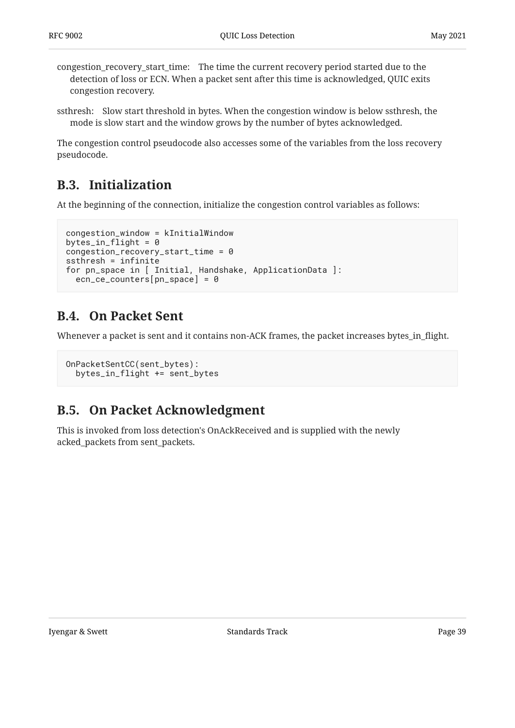congestion_recovery_start_time: The time the current recovery period started due to the detection of loss or ECN. When a packet sent after this time is acknowledged, QUIC exits congestion recovery.

ssthresh: Slow start threshold in bytes. When the congestion window is below ssthresh, the mode is slow start and the window grows by the number of bytes acknowledged.

The congestion control pseudocode also accesses some of the variables from the loss recovery pseudocode.

## B.3. Initialization

At the beginning of the connection, initialize the congestion control variables as follows:

```
congestion_window = kInitialWindow
bytes_in_flight = 0
congestion_recovery_start_time = 0
ssthresh = infinite
for pn_space in [ Initial, Handshake, ApplicationData ]:
  ecn_ce_counters[pn_space] = 0
```

## B.4. On Packet Sent

Whenever a packet is sent and it contains non-ACK frames, the packet increases bytes_in_flight.

```
OnPacketSentCC(sent_bytes):
  bytes_in_flight += sent_bytes
```

## B.5. On Packet Acknowledgment

This is invoked from loss detection's OnAckReceived and is supplied with the newly acked_packets from sent_packets.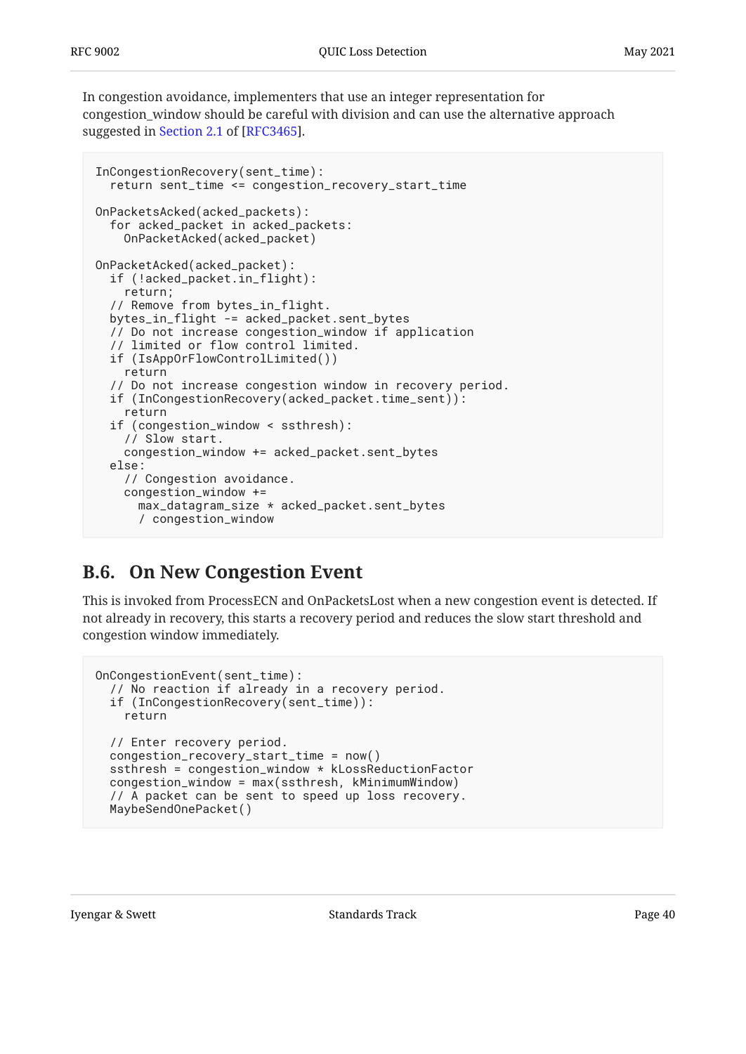In congestion avoidance, implementers that use an integer representation for congestion_window should be careful with division and can use the alternative approach suggested in Section 2.1 of [RFC3465].

```
InCongestionRecovery(sent_time):
  return sent_time <= congestion_recovery_start_time

OnPacketsAcked(acked_packets):
  for acked_packet in acked_packets:
    OnPacketAcked(acked_packet)

OnPacketAcked(acked_packet):
  if (!acked_packet.in_flight):
    return;
  // Remove from bytes_in_flight.
  bytes_in_flight -= acked_packet.sent_bytes
  // Do not increase congestion_window if application
  // limited or flow control limited.
  if (IsAppOrFlowControlLimited())
    return
  // Do not increase congestion window in recovery period.
  if (InCongestionRecovery(acked_packet.time_sent)):
    return
  if (congestion_window < ssthresh):
    // Slow start.
    congestion_window += acked_packet.sent_bytes
  else:
    // Congestion avoidance.
    congestion_window +=
      max_datagram_size * acked_packet.sent_bytes
      / congestion_window
```

## B.6. On New Congestion Event

This is invoked from ProcessECN and OnPacketsLost when a new congestion event is detected. If not already in recovery, this starts a recovery period and reduces the slow start threshold and congestion window immediately.

```
OnCongestionEvent(sent_time):
  // No reaction if already in a recovery period.
  if (InCongestionRecovery(sent_time)):
    return

  // Enter recovery period.
  congestion_recovery_start_time = now()
  ssthresh = congestion_window * kLossReductionFactor
  congestion_window = max(ssthresh, kMinimumWindow)
  // A packet can be sent to speed up loss recovery.
  MaybeSendOnePacket()
```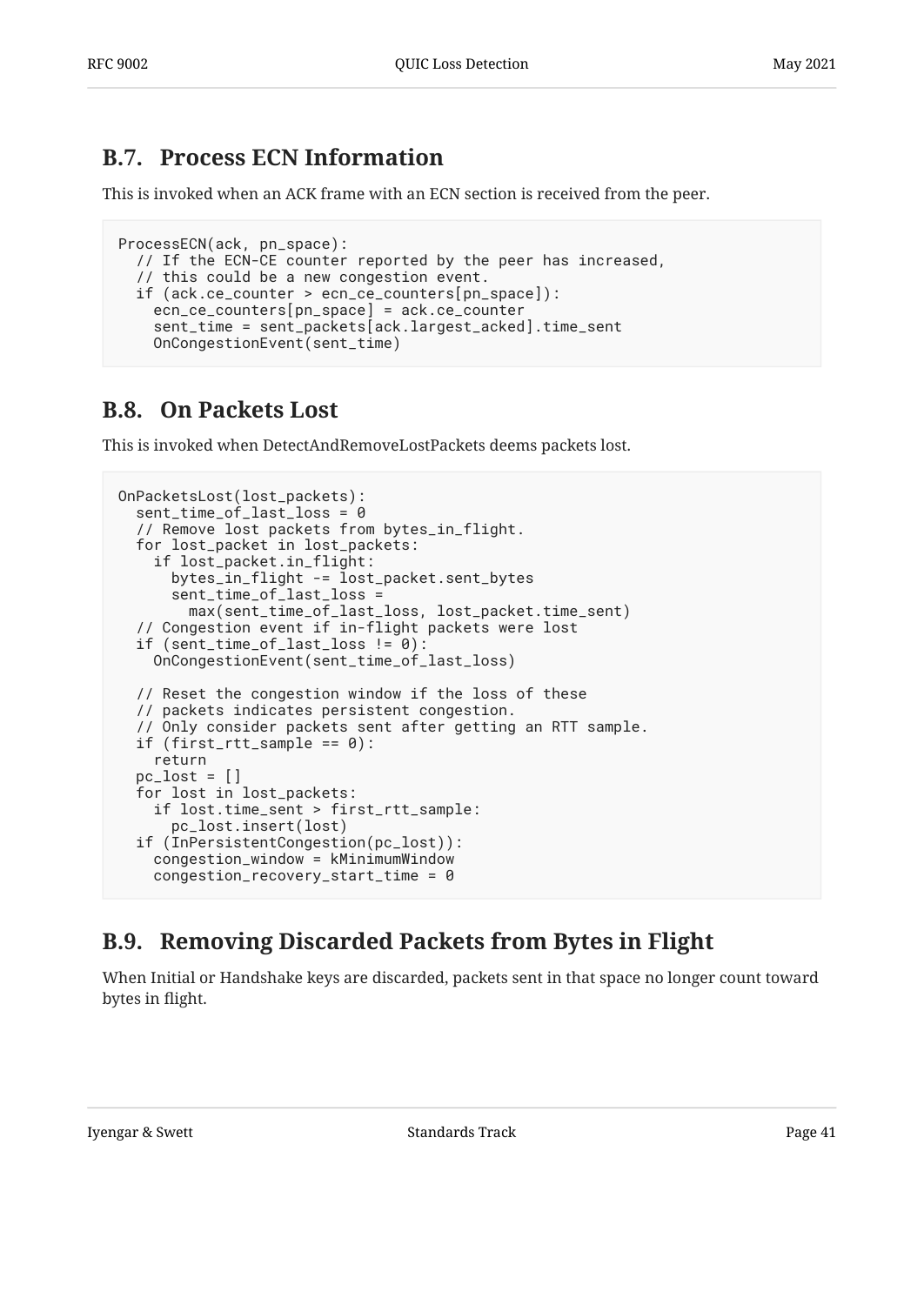## B.7. Process ECN Information

This is invoked when an ACK frame with an ECN section is received from the peer.

```
ProcessECN(ack, pn_space):
  // If the ECN-CE counter reported by the peer has increased,
  // this could be a new congestion event.
  if (ack.ce_counter > ecn_ce_counters[pn_space]):
    ecn_ce_counters[pn_space] = ack.ce_counter
    sent_time = sent_packets[ack.largest_acked].time_sent
    OnCongestionEvent(sent_time)
```

## B.8. On Packets Lost

This is invoked when DetectAndRemoveLostPackets deems packets lost.

```
OnPacketsLost(lost_packets):
  sent_time_of_last_loss = 0
  // Remove lost packets from bytes_in_flight.
  for lost_packet in lost_packets:
    if lost_packet.in_flight:
      bytes_in_flight -= lost_packet.sent_bytes
      sent_time_of_last_loss =
        max(sent_time_of_last_loss, lost_packet.time_sent)
  // Congestion event if in-flight packets were lost
  if (sent_time_of_last_loss != 0):
    OnCongestionEvent(sent_time_of_last_loss)

  // Reset the congestion window if the loss of these
  // packets indicates persistent congestion.
  // Only consider packets sent after getting an RTT sample.
  if (first_rtt_sample == 0):
    return
  pc_lost = []
  for lost in lost_packets:
    if lost.time_sent > first_rtt_sample:
      pc_lost.insert(lost)
  if (InPersistentCongestion(pc_lost)):
    congestion_window = kMinimumWindow
    congestion_recovery_start_time = 0
```

## B.9. Removing Discarded Packets from Bytes in Flight

When Initial or Handshake keys are discarded, packets sent in that space no longer count toward bytes in flight.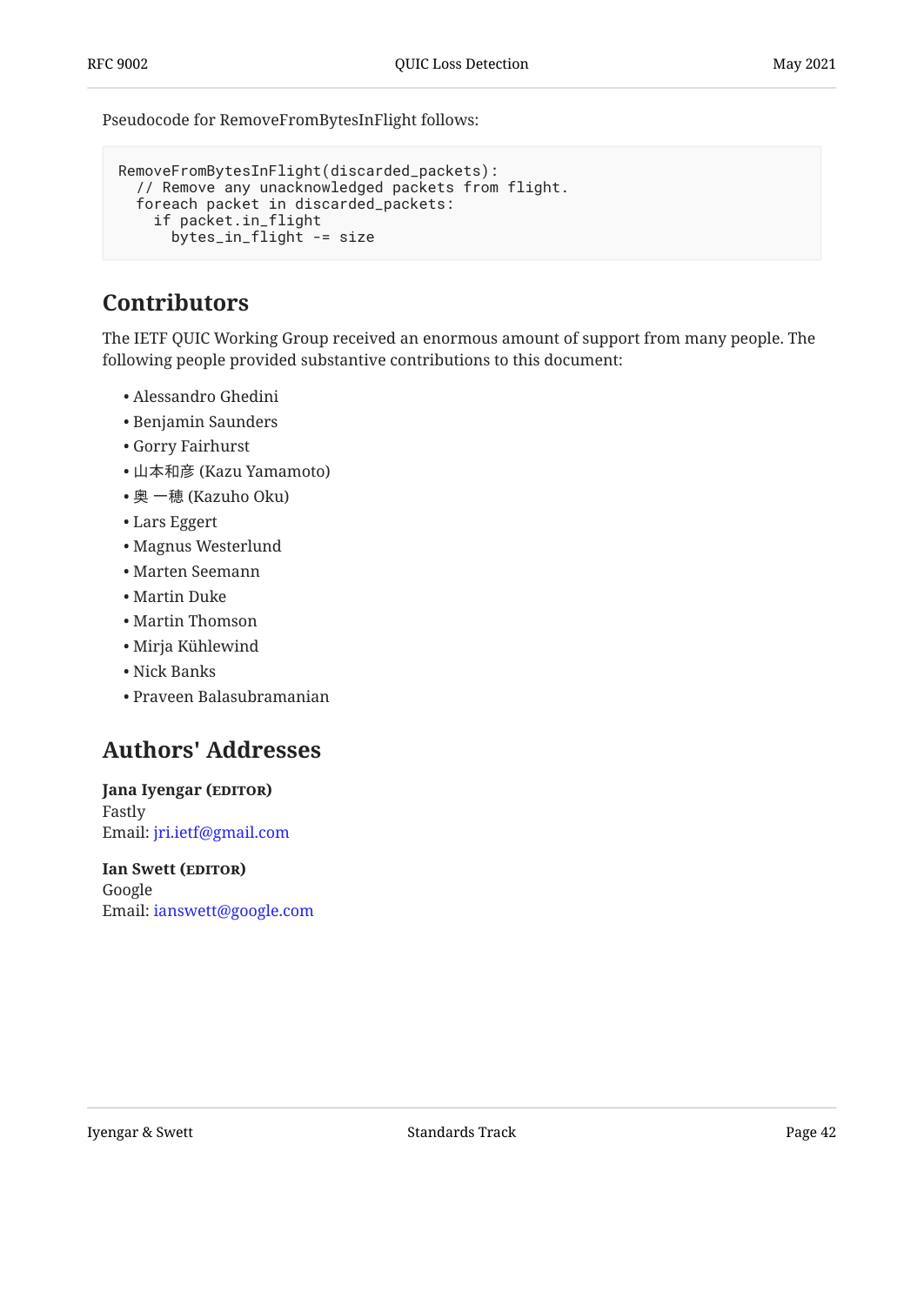Pseudocode for RemoveFromBytesInFlight follows:

```
RemoveFromBytesInFlight(discarded_packets):
  // Remove any unacknowledged packets from flight.
  foreach packet in discarded_packets:
    if packet.in_flight
      bytes_in_flight -= size
```

## Contributors

The IETF QUIC Working Group received an enormous amount of support from many people. The following people provided substantive contributions to this document:

- Alessandro Ghedini
- Benjamin Saunders
- Gorry Fairhurst
- 山本和彦 (Kazu Yamamoto)
- 奥 一穂 (Kazuho Oku)
- Lars Eggert
- Magnus Westerlund
- Marten Seemann
- Martin Duke
- Martin Thomson
- Mirja Kühlewind
- Nick Banks
- Praveen Balasubramanian

## Authors' Addresses

**Jana Iyengar (EDITOR)**
Fastly
Email: jri.ietf@gmail.com

**Ian Swett (EDITOR)**
Google
Email: ianswett@google.com